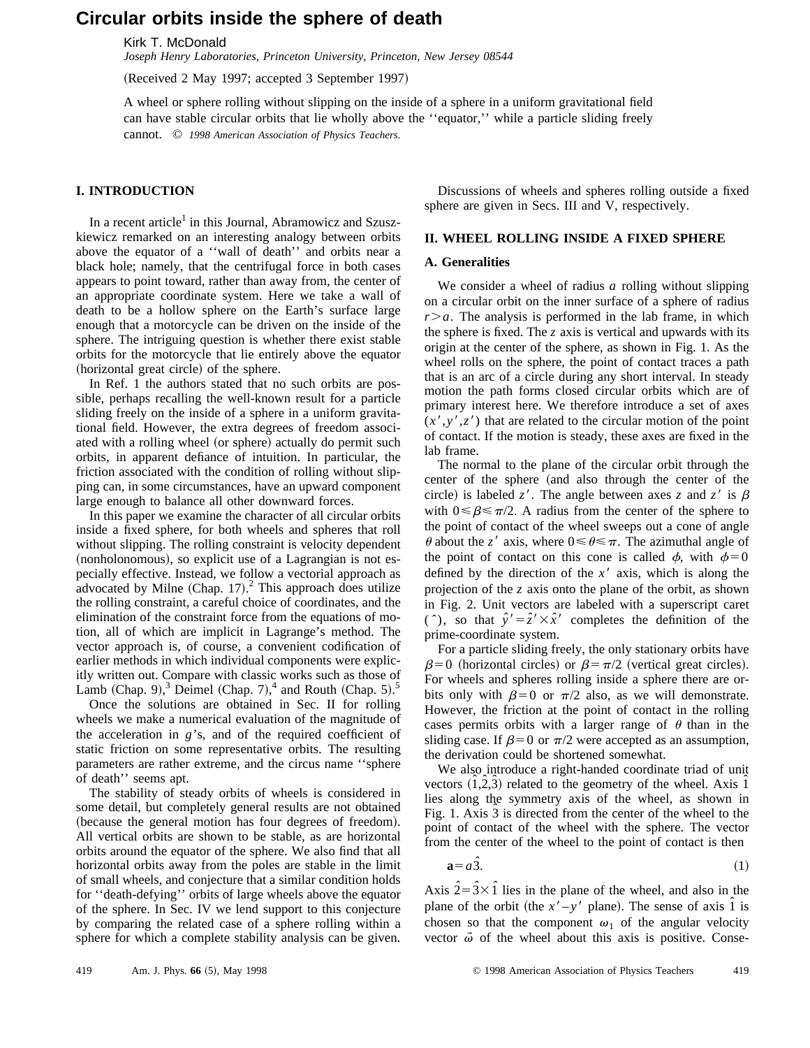# Circular orbits inside the sphere of death

Kirk T. McDonald

*Joseph Henry Laboratories, Princeton University, Princeton, New Jersey 08544*

(Received 2 May 1997; accepted 3 September 1997)

A wheel or sphere rolling without slipping on the inside of a sphere in a uniform gravitational field can have stable circular orbits that lie wholly above the ''equator,'' while a particle sliding freely cannot. © *1998 American Association of Physics Teachers.*

## I. INTRODUCTION

In a recent article[1] in this Journal, Abramowicz and Szuszkiewicz remarked on an interesting analogy between orbits above the equator of a ''wall of death'' and orbits near a black hole; namely, that the centrifugal force in both cases appears to point toward, rather than away from, the center of an appropriate coordinate system. Here we take a wall of death to be a hollow sphere on the Earth's surface large enough that a motorcycle can be driven on the inside of the sphere. The intriguing question is whether there exist stable orbits for the motorcycle that lie entirely above the equator (horizontal great circle) of the sphere.

In Ref. 1 the authors stated that no such orbits are possible, perhaps recalling the well-known result for a particle sliding freely on the inside of a sphere in a uniform gravitational field. However, the extra degrees of freedom associated with a rolling wheel (or sphere) actually do permit such orbits, in apparent defiance of intuition. In particular, the friction associated with the condition of rolling without slipping can, in some circumstances, have an upward component large enough to balance all other downward forces.

In this paper we examine the character of all circular orbits inside a fixed sphere, for both wheels and spheres that roll without slipping. The rolling constraint is velocity dependent (nonholonomous), so explicit use of a Lagrangian is not especially effective. Instead, we follow a vectorial approach as advocated by Milne (Chap. 17).[2] This approach does utilize the rolling constraint, a careful choice of coordinates, and the elimination of the constraint force from the equations of motion, all of which are implicit in Lagrange's method. The vector approach is, of course, a convenient codification of earlier methods in which individual components were explicitly written out. Compare with classic works such as those of Lamb (Chap. 9),[3] Deimel (Chap. 7),[4] and Routh (Chap. 5).[5]

Once the solutions are obtained in Sec. II for rolling wheels we make a numerical evaluation of the magnitude of the acceleration in $g$'s, and of the required coefficient of static friction on some representative orbits. The resulting parameters are rather extreme, and the circus name ''sphere of death'' seems apt.

The stability of steady orbits of wheels is considered in some detail, but completely general results are not obtained (because the general motion has four degrees of freedom). All vertical orbits are shown to be stable, as are horizontal orbits around the equator of the sphere. We also find that all horizontal orbits away from the poles are stable in the limit of small wheels, and conjecture that a similar condition holds for ''death-defying'' orbits of large wheels above the equator of the sphere. In Sec. IV we lend support to this conjecture by comparing the related case of a sphere rolling within a sphere for which a complete stability analysis can be given.

Discussions of wheels and spheres rolling outside a fixed sphere are given in Secs. III and V, respectively.

## II. WHEEL ROLLING INSIDE A FIXED SPHERE

### A. Generalities

We consider a wheel of radius $a$ rolling without slipping on a circular orbit on the inner surface of a sphere of radius $r > a$. The analysis is performed in the lab frame, in which the sphere is fixed. The $z$ axis is vertical and upwards with its origin at the center of the sphere, as shown in Fig. 1. As the wheel rolls on the sphere, the point of contact traces a path that is an arc of a circle during any short interval. In steady motion the path forms closed circular orbits which are of primary interest here. We therefore introduce a set of axes $(x',y',z')$ that are related to the circular motion of the point of contact. If the motion is steady, these axes are fixed in the lab frame.

The normal to the plane of the circular orbit through the center of the sphere (and also through the center of the circle) is labeled $z'$. The angle between axes $z$ and $z'$ is $\beta$ with $0 \leq \beta \leq \pi/2$. A radius from the center of the sphere to the point of contact of the wheel sweeps out a cone of angle $\theta$ about the $z'$ axis, where $0 \leq \theta \leq \pi$. The azimuthal angle of the point of contact on this cone is called $\phi$, with $\phi = 0$ defined by the direction of the $x'$ axis, which is along the projection of the $z$ axis onto the plane of the orbit, as shown in Fig. 2. Unit vectors are labeled with a superscript caret ($\hat{\ }$), so that $\hat{y}' = \hat{z}' \times \hat{x}'$ completes the definition of the prime-coordinate system.

For a particle sliding freely, the only stationary orbits have $\beta = 0$ (horizontal circles) or $\beta = \pi/2$ (vertical great circles). For wheels and spheres rolling inside a sphere there are orbits only with $\beta = 0$ or $\pi/2$ also, as we will demonstrate. However, the friction at the point of contact in the rolling cases permits orbits with a larger range of $\theta$ than in the sliding case. If $\beta = 0$ or $\pi/2$ were accepted as an assumption, the derivation could be shortened somewhat.

We also introduce a right-handed coordinate triad of unit vectors $(\hat{1},\hat{2},\hat{3})$ related to the geometry of the wheel. Axis $\hat{1}$ lies along the symmetry axis of the wheel, as shown in Fig. 1. Axis $\hat{3}$ is directed from the center of the wheel to the point of contact of the wheel with the sphere. The vector from the center of the wheel to the point of contact is then

$$\mathbf{a} = a\hat{3}. \tag{1}$$

Axis $\hat{2} = \hat{3} \times \hat{1}$ lies in the plane of the wheel, and also in the plane of the orbit (the $x'-y'$ plane). The sense of axis $\hat{1}$ is chosen so that the component $\omega_1$ of the angular velocity vector $\vec{\omega}$ of the wheel about this axis is positive. Conse-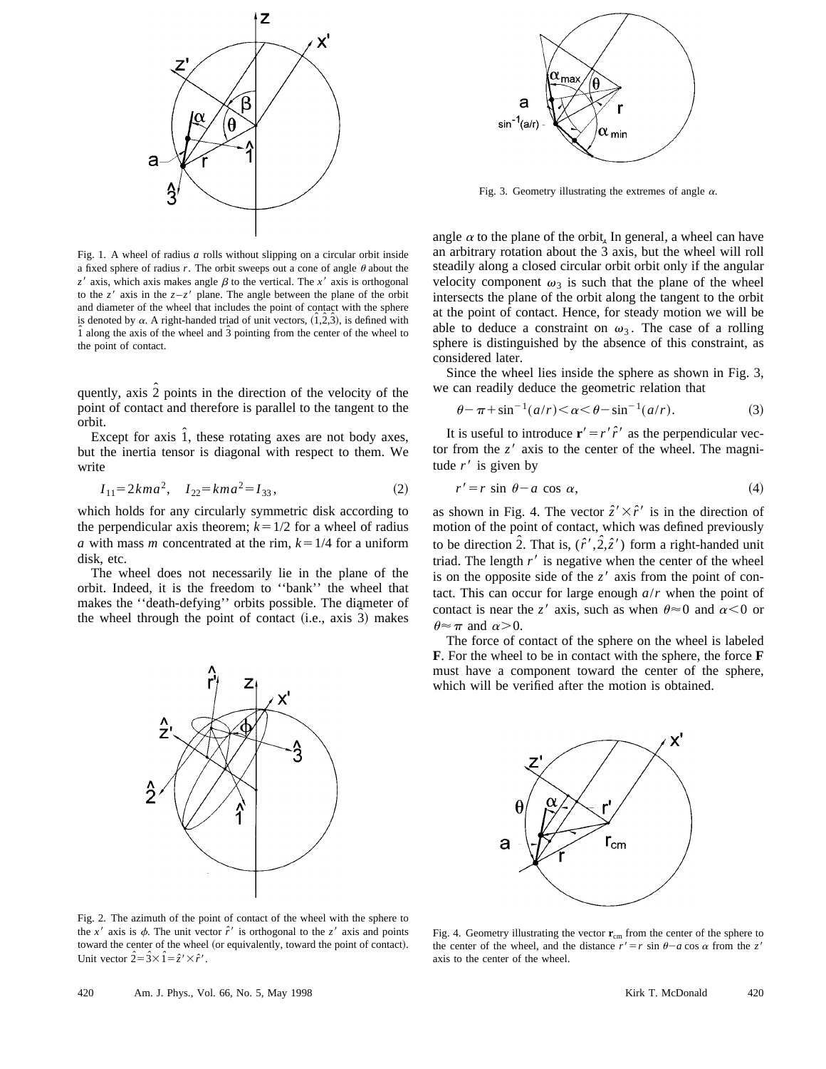Fig. 1. A wheel of radius $a$ rolls without slipping on a circular orbit inside a fixed sphere of radius $r$. The orbit sweeps out a cone of angle $\theta$ about the $z'$ axis, which axis makes angle $\beta$ to the vertical. The $x'$ axis is orthogonal to the $z'$ axis in the $z$–$z'$ plane. The angle between the plane of the orbit and diameter of the wheel that includes the point of contact with the sphere is denoted by $\alpha$. A right-handed triad of unit vectors, $(\hat{1},\hat{2},\hat{3})$, is defined with $\hat{1}$ along the axis of the wheel and $\hat{3}$ pointing from the center of the wheel to the point of contact.

quently, axis $\hat{2}$ points in the direction of the velocity of the point of contact and therefore is parallel to the tangent to the orbit.

Except for axis $\hat{1}$, these rotating axes are not body axes, but the inertia tensor is diagonal with respect to them. We write

$$I_{11}=2kma^2, \quad I_{22}=kma^2=I_{33}, \tag{2}$$

which holds for any circularly symmetric disk according to the perpendicular axis theorem; $k=1/2$ for a wheel of radius $a$ with mass $m$ concentrated at the rim, $k=1/4$ for a uniform disk, etc.

The wheel does not necessarily lie in the plane of the orbit. Indeed, it is the freedom to ''bank'' the wheel that makes the ''death-defying'' orbits possible. The diameter of the wheel through the point of contact (i.e., axis $\hat{3}$) makes angle $\alpha$ to the plane of the orbit. In general, a wheel can have an arbitrary rotation about the $\hat{3}$ axis, but the wheel will roll steadily along a closed circular orbit only if the angular velocity component $\omega_3$ is such that the plane of the wheel intersects the plane of the orbit along the tangent to the orbit at the point of contact. Hence, for steady motion we will be able to deduce a constraint on $\omega_3$. The case of a rolling sphere is distinguished by the absence of this constraint, as considered later.

Since the wheel lies inside the sphere as shown in Fig. 3, we can readily deduce the geometric relation that

$$\theta-\pi+\sin^{-1}(a/r)<\alpha<\theta-\sin^{-1}(a/r). \tag{3}$$

It is useful to introduce $\mathbf{r}'=r'\hat{r}'$ as the perpendicular vector from the $z'$ axis to the center of the wheel. The magnitude $r'$ is given by

$$r'=r\sin\theta-a\cos\alpha, \tag{4}$$

as shown in Fig. 4. The vector $\hat{z}'\times\hat{r}'$ is in the direction of motion of the point of contact, which was defined previously to be direction $\hat{2}$. That is, $(\hat{r}',\hat{2},\hat{z}')$ form a right-handed unit triad. The length $r'$ is negative when the center of the wheel is on the opposite side of the $z'$ axis from the point of contact. This can occur for large enough $a/r$ when the point of contact is near the $z'$ axis, such as when $\theta\approx 0$ and $\alpha<0$ or $\theta\approx\pi$ and $\alpha>0$.

The force of contact of the sphere on the wheel is labeled $\mathbf{F}$. For the wheel to be in contact with the sphere, the force $\mathbf{F}$ must have a component toward the center of the sphere, which will be verified after the motion is obtained.

Fig. 2. The azimuth of the point of contact of the wheel with the sphere to the $x'$ axis is $\phi$. The unit vector $\hat{r}'$ is orthogonal to the $z'$ axis and points toward the center of the wheel (or equivalently, toward the point of contact). Unit vector $\hat{2}=\hat{3}\times\hat{1}=\hat{z}'\times\hat{r}'$.

Fig. 3. Geometry illustrating the extremes of angle $\alpha$.

Fig. 4. Geometry illustrating the vector $\mathbf{r}_{\rm cm}$ from the center of the sphere to the center of the wheel, and the distance $r'=r\sin\theta-a\cos\alpha$ from the $z'$ axis to the center of the wheel.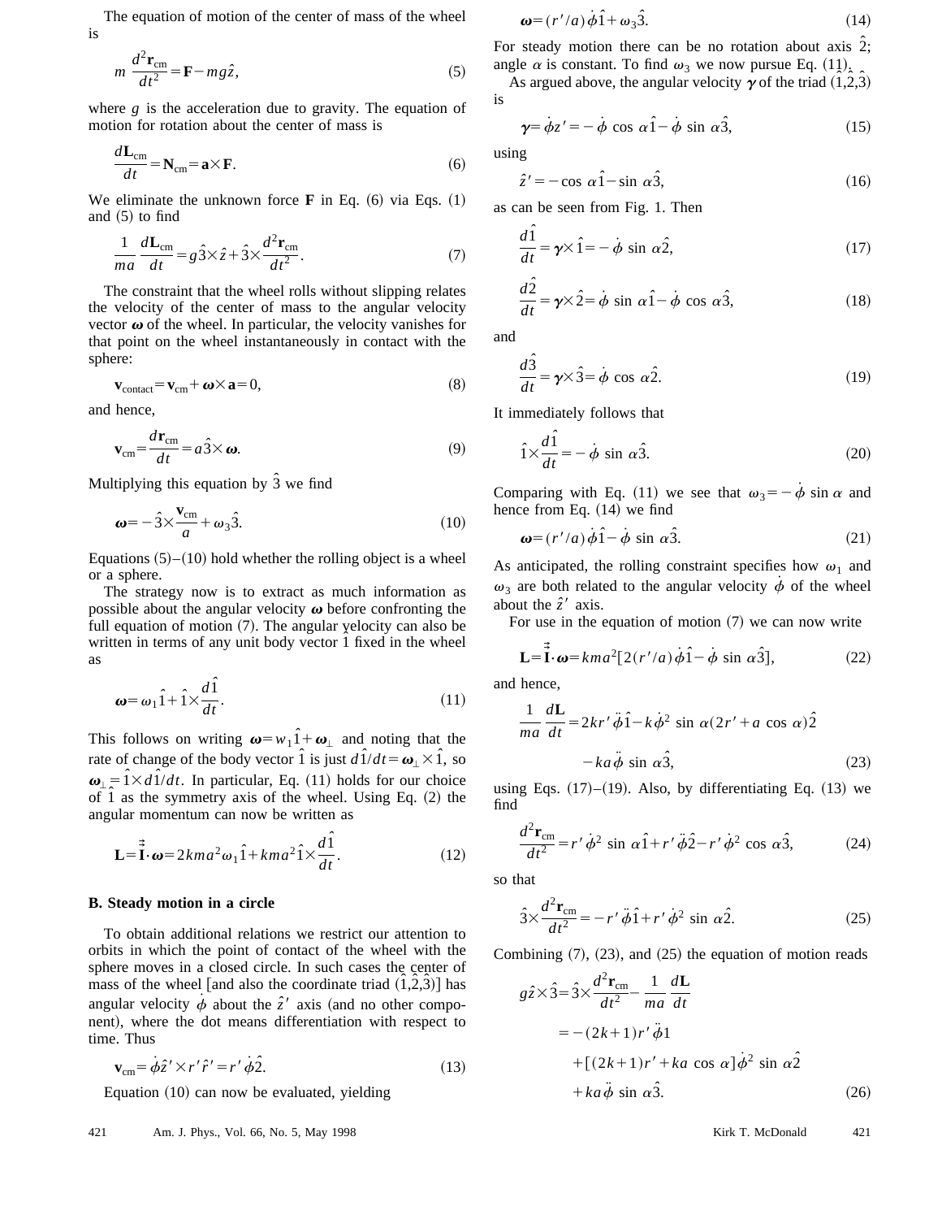The equation of motion of the center of mass of the wheel is

$$m\,\frac{d^2\mathbf{r}_{\rm cm}}{dt^2} = \mathbf{F} - mg\hat{z}, \tag{5}$$

where $g$ is the acceleration due to gravity. The equation of motion for rotation about the center of mass is

$$\frac{d\mathbf{L}_{\rm cm}}{dt} = \mathbf{N}_{\rm cm} = \mathbf{a}\times\mathbf{F}. \tag{6}$$

We eliminate the unknown force $\mathbf{F}$ in Eq. (6) via Eqs. (1) and (5) to find

$$\frac{1}{ma}\,\frac{d\mathbf{L}_{\rm cm}}{dt} = g\hat{3}\times\hat{z} + \hat{3}\times\frac{d^2\mathbf{r}_{\rm cm}}{dt^2}. \tag{7}$$

The constraint that the wheel rolls without slipping relates the velocity of the center of mass to the angular velocity vector $\boldsymbol{\omega}$ of the wheel. In particular, the velocity vanishes for that point on the wheel instantaneously in contact with the sphere:

$$\mathbf{v}_{\rm contact} = \mathbf{v}_{\rm cm} + \boldsymbol{\omega}\times\mathbf{a} = 0, \tag{8}$$

and hence,

$$\mathbf{v}_{\rm cm} = \frac{d\mathbf{r}_{\rm cm}}{dt} = a\hat{3}\times\boldsymbol{\omega}. \tag{9}$$

Multiplying this equation by $\hat{3}$ we find

$$\boldsymbol{\omega} = -\hat{3}\times\frac{\mathbf{v}_{\rm cm}}{a} + \omega_3\hat{3}. \tag{10}$$

Equations (5)–(10) hold whether the rolling object is a wheel or a sphere.

The strategy now is to extract as much information as possible about the angular velocity $\boldsymbol{\omega}$ before confronting the full equation of motion (7). The angular velocity can also be written in terms of any unit body vector $\hat{1}$ fixed in the wheel as

$$\boldsymbol{\omega} = \omega_1\hat{1} + \hat{1}\times\frac{d\hat{1}}{dt}. \tag{11}$$

This follows on writing $\boldsymbol{\omega} = w_1\hat{1} + \boldsymbol{\omega}_\perp$ and noting that the rate of change of the body vector $\hat{1}$ is just $d\hat{1}/dt = \boldsymbol{\omega}_\perp\times\hat{1}$, so $\boldsymbol{\omega}_\perp = \hat{1}\times d\hat{1}/dt$. In particular, Eq. (11) holds for our choice of $\hat{1}$ as the symmetry axis of the wheel. Using Eq. (2) the angular momentum can now be written as

$$\mathbf{L} = \overleftrightarrow{\mathbf{I}}\cdot\boldsymbol{\omega} = 2kma^2\omega_1\hat{1} + kma^2\hat{1}\times\frac{d\hat{1}}{dt}. \tag{12}$$

### B. Steady motion in a circle

To obtain additional relations we restrict our attention to orbits in which the point of contact of the wheel with the sphere moves in a closed circle. In such cases the center of mass of the wheel [and also the coordinate triad $(\hat{1},\hat{2},\hat{3})$] has angular velocity $\dot{\phi}$ about the $\hat{z}'$ axis (and no other component), where the dot means differentiation with respect to time. Thus

$$\mathbf{v}_{\rm cm} = \dot{\phi}\hat{z}'\times r'\hat{r}' = r'\dot{\phi}\hat{2}. \tag{13}$$

Equation (10) can now be evaluated, yielding

$$\boldsymbol{\omega} = (r'/a)\dot{\phi}\hat{1} + \omega_3\hat{3}. \tag{14}$$

For steady motion there can be no rotation about axis $\hat{2}$; angle $\alpha$ is constant. To find $\omega_3$ we now pursue Eq. (11).

As argued above, the angular velocity $\boldsymbol{\gamma}$ of the triad $(\hat{1},\hat{2},\hat{3})$ is

$$\boldsymbol{\gamma} = \dot{\phi}z' = -\dot{\phi}\cos\alpha\hat{1} - \dot{\phi}\sin\alpha\hat{3}, \tag{15}$$

using

$$\hat{z}' = -\cos\alpha\hat{1} - \sin\alpha\hat{3}, \tag{16}$$

as can be seen from Fig. 1. Then

$$\frac{d\hat{1}}{dt} = \boldsymbol{\gamma}\times\hat{1} = -\dot{\phi}\sin\alpha\hat{2}, \tag{17}$$

$$\frac{d\hat{2}}{dt} = \boldsymbol{\gamma}\times\hat{2} = \dot{\phi}\sin\alpha\hat{1} - \dot{\phi}\cos\alpha\hat{3}, \tag{18}$$

and

$$\frac{d\hat{3}}{dt} = \boldsymbol{\gamma}\times\hat{3} = \dot{\phi}\cos\alpha\hat{2}. \tag{19}$$

It immediately follows that

$$\hat{1}\times\frac{d\hat{1}}{dt} = -\dot{\phi}\sin\alpha\hat{3}. \tag{20}$$

Comparing with Eq. (11) we see that $\omega_3 = -\dot{\phi}\sin\alpha$ and hence from Eq. (14) we find

$$\boldsymbol{\omega} = (r'/a)\dot{\phi}\hat{1} - \dot{\phi}\sin\alpha\hat{3}. \tag{21}$$

As anticipated, the rolling constraint specifies how $\omega_1$ and $\omega_3$ are both related to the angular velocity $\dot{\phi}$ of the wheel about the $\hat{z}'$ axis.

For use in the equation of motion (7) we can now write

$$\mathbf{L} = \overleftrightarrow{\mathbf{I}}\cdot\boldsymbol{\omega} = kma^2[2(r'/a)\dot{\phi}\hat{1} - \dot{\phi}\sin\alpha\hat{3}], \tag{22}$$

and hence,

$$\frac{1}{ma}\,\frac{d\mathbf{L}}{dt} = 2kr'\ddot{\phi}\hat{1} - k\dot{\phi}^2\sin\alpha(2r' + a\cos\alpha)\hat{2} - ka\ddot{\phi}\sin\alpha\hat{3}, \tag{23}$$

using Eqs. (17)–(19). Also, by differentiating Eq. (13) we find

$$\frac{d^2\mathbf{r}_{\rm cm}}{dt^2} = r'\dot{\phi}^2\sin\alpha\hat{1} + r'\ddot{\phi}\hat{2} - r'\dot{\phi}^2\cos\alpha\hat{3}, \tag{24}$$

so that

$$\hat{3}\times\frac{d^2\mathbf{r}_{\rm cm}}{dt^2} = -r'\ddot{\phi}\hat{1} + r'\dot{\phi}^2\sin\alpha\hat{2}. \tag{25}$$

Combining (7), (23), and (25) the equation of motion reads

$$\begin{aligned} g\hat{z}\times\hat{3} &= \hat{3}\times\frac{d^2\mathbf{r}_{\rm cm}}{dt^2} - \frac{1}{ma}\,\frac{d\mathbf{L}}{dt} \\ &= -(2k+1)r'\ddot{\phi}1 \\ &\quad + [(2k+1)r' + ka\cos\alpha]\dot{\phi}^2\sin\alpha\hat{2} \\ &\quad + ka\ddot{\phi}\sin\alpha\hat{3}. \end{aligned} \tag{26}$$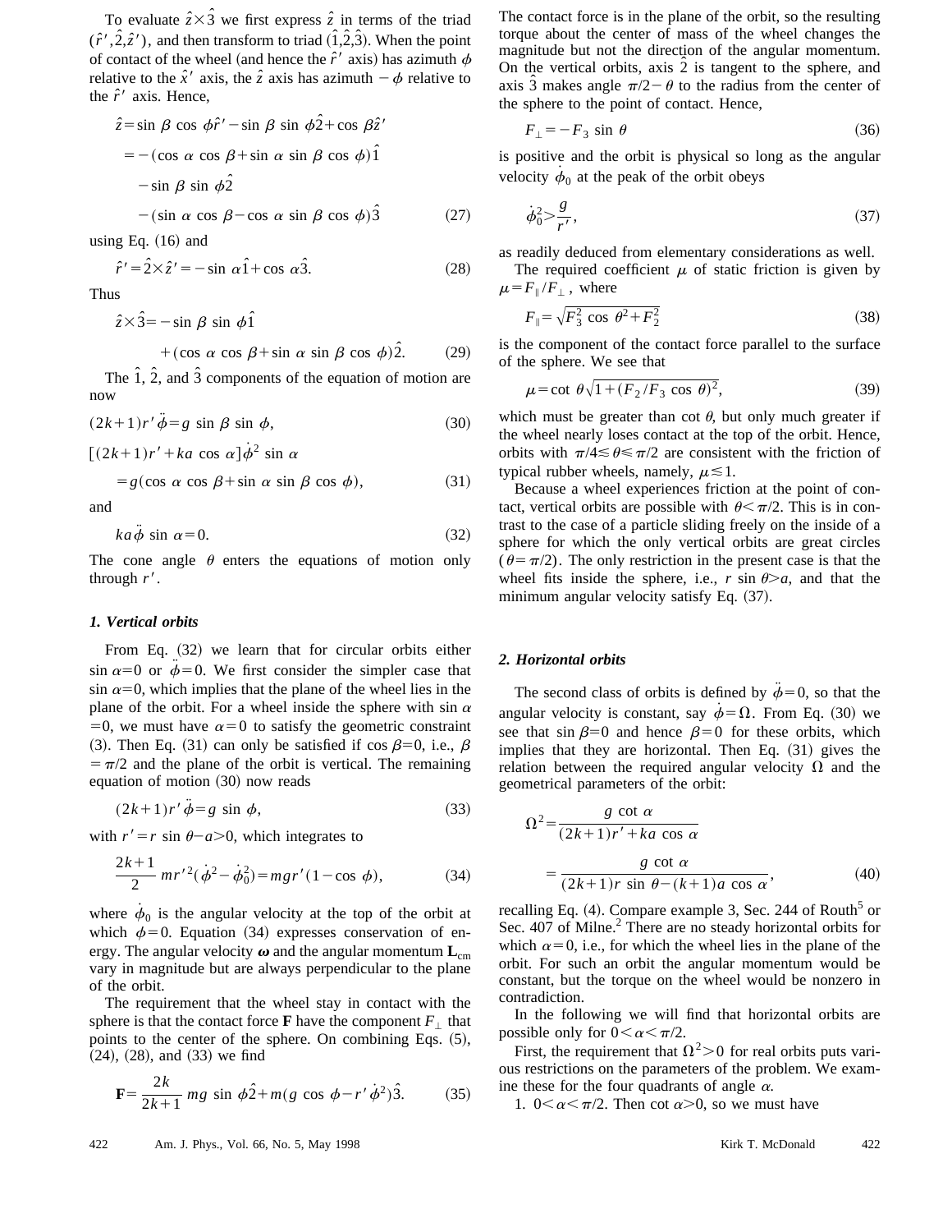To evaluate $\hat{z}\times\hat{3}$ we first express $\hat{z}$ in terms of the triad $(\hat{r}',\hat{2},\hat{z}')$, and then transform to triad $(\hat{1},\hat{2},\hat{3})$. When the point of contact of the wheel (and hence the $\hat{r}'$ axis) has azimuth $\phi$ relative to the $\hat{x}'$ axis, the $\hat{z}$ axis has azimuth $-\phi$ relative to the $\hat{r}'$ axis. Hence,

$$
\begin{aligned}
\hat{z} &= \sin\beta\cos\phi\,\hat{r}' - \sin\beta\sin\phi\,\hat{2} + \cos\beta\,\hat{z}' \\
&= -(\cos\alpha\cos\beta + \sin\alpha\sin\beta\cos\phi)\hat{1} \\
&\quad - \sin\beta\sin\phi\,\hat{2} \\
&\quad - (\sin\alpha\cos\beta - \cos\alpha\sin\beta\cos\phi)\hat{3}
\end{aligned}
\tag{27}
$$

using Eq. (16) and

$$
\hat{r}' = \hat{2}\times\hat{z}' = -\sin\alpha\,\hat{1} + \cos\alpha\,\hat{3}. \tag{28}
$$

Thus

$$
\begin{aligned}
\hat{z}\times\hat{3} &= -\sin\beta\sin\phi\,\hat{1} \\
&\quad + (\cos\alpha\cos\beta + \sin\alpha\sin\beta\cos\phi)\hat{2}.
\end{aligned}
\tag{29}
$$

The $\hat{1}$, $\hat{2}$, and $\hat{3}$ components of the equation of motion are now

$$
(2k+1)r'\ddot{\phi} = g\sin\beta\sin\phi, \tag{30}
$$

$$
\begin{aligned}
&[(2k+1)r' + ka\cos\alpha]\dot{\phi}^2\sin\alpha \\
&\quad = g(\cos\alpha\cos\beta + \sin\alpha\sin\beta\cos\phi),
\end{aligned}
\tag{31}
$$

and

$$
ka\ddot{\phi}\sin\alpha = 0. \tag{32}
$$

The cone angle $\theta$ enters the equations of motion only through $r'$.

### *1. Vertical orbits*

From Eq. (32) we learn that for circular orbits either $\sin\alpha=0$ or $\ddot{\phi}=0$. We first consider the simpler case that $\sin\alpha=0$, which implies that the plane of the wheel lies in the plane of the orbit. For a wheel inside the sphere with $\sin\alpha=0$, we must have $\alpha=0$ to satisfy the geometric constraint (3). Then Eq. (31) can only be satisfied if $\cos\beta=0$, i.e., $\beta=\pi/2$ and the plane of the orbit is vertical. The remaining equation of motion (30) now reads

$$
(2k+1)r'\ddot{\phi} = g\sin\phi, \tag{33}
$$

with $r' = r\sin\theta - a > 0$, which integrates to

$$
\frac{2k+1}{2}mr'^2(\dot{\phi}^2 - \dot{\phi}_0^2) = mgr'(1-\cos\phi), \tag{34}
$$

where $\dot{\phi}_0$ is the angular velocity at the top of the orbit at which $\phi=0$. Equation (34) expresses conservation of energy. The angular velocity $\boldsymbol{\omega}$ and the angular momentum $\mathbf{L}_{\rm cm}$ vary in magnitude but are always perpendicular to the plane of the orbit.

The requirement that the wheel stay in contact with the sphere is that the contact force $\mathbf{F}$ have the component $F_\perp$ that points to the center of the sphere. On combining Eqs. (5), (24), (28), and (33) we find

$$
\mathbf{F} = \frac{2k}{2k+1}mg\sin\phi\,\hat{2} + m(g\cos\phi - r'\dot{\phi}^2)\hat{3}. \tag{35}
$$

The contact force is in the plane of the orbit, so the resulting torque about the center of mass of the wheel changes the magnitude but not the direction of the angular momentum. On the vertical orbits, axis $\hat{2}$ is tangent to the sphere, and axis $\hat{3}$ makes angle $\pi/2-\theta$ to the radius from the center of the sphere to the point of contact. Hence,

$$
F_\perp = -F_3\sin\theta \tag{36}
$$

is positive and the orbit is physical so long as the angular velocity $\dot{\phi}_0$ at the peak of the orbit obeys

$$
\dot{\phi}_0^2 > \frac{g}{r'}, \tag{37}
$$

as readily deduced from elementary considerations as well.

The required coefficient $\mu$ of static friction is given by $\mu = F_\parallel/F_\perp$, where

$$
F_\parallel = \sqrt{F_3^2\cos\theta^2 + F_2^2} \tag{38}
$$

is the component of the contact force parallel to the surface of the sphere. We see that

$$
\mu = \cot\theta\sqrt{1+(F_2/F_3\cos\theta)^2}, \tag{39}
$$

which must be greater than $\cot\theta$, but only much greater if the wheel nearly loses contact at the top of the orbit. Hence, orbits with $\pi/4 \lesssim \theta \leqslant \pi/2$ are consistent with the friction of typical rubber wheels, namely, $\mu \lesssim 1$.

Because a wheel experiences friction at the point of contact, vertical orbits are possible with $\theta < \pi/2$. This is in contrast to the case of a particle sliding freely on the inside of a sphere for which the only vertical orbits are great circles ($\theta=\pi/2$). The only restriction in the present case is that the wheel fits inside the sphere, i.e., $r\sin\theta > a$, and that the minimum angular velocity satisfy Eq. (37).

### *2. Horizontal orbits*

The second class of orbits is defined by $\ddot{\phi}=0$, so that the angular velocity is constant, say $\dot{\phi}=\Omega$. From Eq. (30) we see that $\sin\beta=0$ and hence $\beta=0$ for these orbits, which implies that they are horizontal. Then Eq. (31) gives the relation between the required angular velocity $\Omega$ and the geometrical parameters of the orbit:

$$
\begin{aligned}
\Omega^2 &= \frac{g\cot\alpha}{(2k+1)r' + ka\cos\alpha} \\
&= \frac{g\cot\alpha}{(2k+1)r\sin\theta - (k+1)a\cos\alpha},
\end{aligned}
\tag{40}
$$

recalling Eq. (4). Compare example 3, Sec. 244 of Routh[5] or Sec. 407 of Milne.[2] There are no steady horizontal orbits for which $\alpha=0$, i.e., for which the wheel lies in the plane of the orbit. For such an orbit the angular momentum would be constant, but the torque on the wheel would be nonzero in contradiction.

In the following we will find that horizontal orbits are possible only for $0<\alpha<\pi/2$.

First, the requirement that $\Omega^2>0$ for real orbits puts various restrictions on the parameters of the problem. We examine these for the four quadrants of angle $\alpha$.

1. $0<\alpha<\pi/2$. Then $\cot\alpha>0$, so we must have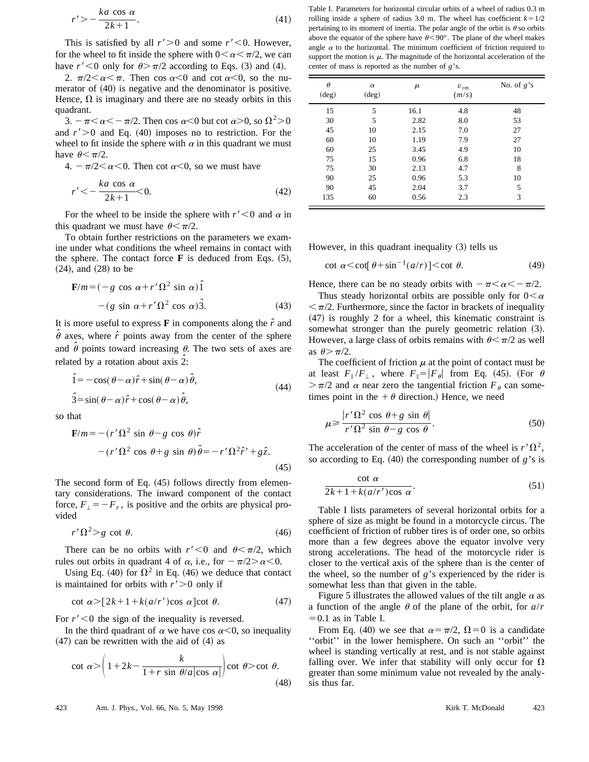$$r' > -\frac{ka\cos\alpha}{2k+1}. \tag{41}$$

This is satisfied by all $r'>0$ and some $r'<0$. However, for the wheel to fit inside the sphere with $0<\alpha<\pi/2$, we can have $r'<0$ only for $\theta>\pi/2$ according to Eqs. (3) and (4).

2. $\pi/2<\alpha<\pi$. Then $\cos\alpha<0$ and $\cot\alpha<0$, so the numerator of (40) is negative and the denominator is positive. Hence, $\Omega$ is imaginary and there are no steady orbits in this quadrant.

3. $-\pi<\alpha<-\pi/2$. Then $\cos\alpha<0$ but $\cot\alpha>0$, so $\Omega^2>0$ and $r'>0$ and Eq. (40) imposes no to restriction. For the wheel to fit inside the sphere with $\alpha$ in this quadrant we must have $\theta<\pi/2$.

4. $-\pi/2<\alpha<0$. Then $\cot\alpha<0$, so we must have

$$r' < -\frac{ka\cos\alpha}{2k+1}<0. \tag{42}$$

For the wheel to be inside the sphere with $r'<0$ and $\alpha$ in this quadrant we must have $\theta<\pi/2$.

To obtain further restrictions on the parameters we examine under what conditions the wheel remains in contact with the sphere. The contact force $\mathbf{F}$ is deduced from Eqs. (5), (24), and (28) to be

$$\begin{aligned}\mathbf{F}/m &= (-g\cos\alpha + r'\Omega^2\sin\alpha)\hat{1}\\ &\quad -(g\sin\alpha + r'\Omega^2\cos\alpha)\hat{3}.\end{aligned} \tag{43}$$

It is more useful to express $\mathbf{F}$ in components along the $\hat{r}$ and $\hat{\theta}$ axes, where $\hat{r}$ points away from the center of the sphere and $\hat{\theta}$ points toward increasing $\theta$. The two sets of axes are related by a rotation about axis $\hat{2}$:

$$\begin{aligned}\hat{1} &= -\cos(\theta-\alpha)\hat{r} + \sin(\theta-\alpha)\hat{\theta},\\ \hat{3} &= \sin(\theta-\alpha)\hat{r} + \cos(\theta-\alpha)\hat{\theta},\end{aligned} \tag{44}$$

so that

$$\begin{aligned}\mathbf{F}/m &= -(r'\Omega^2\sin\theta - g\cos\theta)\hat{r}\\ &\quad -(r'\Omega^2\cos\theta + g\sin\theta)\hat{\theta} = -r'\Omega^2\hat{r}' + g\hat{z}.\end{aligned} \tag{45}$$

The second form of Eq. (45) follows directly from elementary considerations. The inward component of the contact force, $F_\perp = -F_r$, is positive and the orbits are physical provided

$$r'\Omega^2 > g\cot\theta. \tag{46}$$

There can be no orbits with $r'<0$ and $\theta<\pi/2$, which rules out orbits in quadrant 4 of $\alpha$, i.e., for $-\pi/2>\alpha<0$.

Using Eq. (40) for $\Omega^2$ in Eq. (46) we deduce that contact is maintained for orbits with $r'>0$ only if

$$\cot\alpha > [2k+1+k(a/r')\cos\alpha]\cot\theta. \tag{47}$$

For $r'<0$ the sign of the inequality is reversed.

In the third quadrant of $\alpha$ we have $\cos\alpha<0$, so inequality (47) can be rewritten with the aid of (4) as

$$\cot\alpha > \left(1+2k - \frac{k}{1+r\sin\theta/a|\cos\alpha|}\right)\cot\theta > \cot\theta. \tag{48}$$

However, in this quadrant inequality (3) tells us

$$\cot\alpha < \cot[\theta + \sin^{-1}(a/r)] < \cot\theta. \tag{49}$$

Hence, there can be no steady orbits with $-\pi<\alpha<-\pi/2$.

Thus steady horizontal orbits are possible only for $0<\alpha<\pi/2$. Furthermore, since the factor in brackets of inequality (47) is roughly 2 for a wheel, this kinematic constraint is somewhat stronger than the purely geometric relation (3). However, a large class of orbits remains with $\theta<\pi/2$ as well as $\theta>\pi/2$.

The coefficient of friction $\mu$ at the point of contact must be at least $F_\parallel/F_\perp$, where $F_\parallel = |F_\theta|$ from Eq. (45). (For $\theta>\pi/2$ and $\alpha$ near zero the tangential friction $F_\theta$ can sometimes point in the $+\theta$ direction.) Hence, we need

$$\mu \geq \frac{|r'\Omega^2\cos\theta + g\sin\theta|}{r'\Omega^2\sin\theta - g\cos\theta}. \tag{50}$$

The acceleration of the center of mass of the wheel is $r'\Omega^2$, so according to Eq. (40) the corresponding number of $g$'s is

$$\frac{\cot\alpha}{2k+1+k(a/r')\cos\alpha}. \tag{51}$$

Table I lists parameters of several horizontal orbits for a sphere of size as might be found in a motorcycle circus. The coefficient of friction of rubber tires is of order one, so orbits more than a few degrees above the equator involve very strong accelerations. The head of the motorcycle rider is closer to the vertical axis of the sphere than is the center of the wheel, so the number of $g$'s experienced by the rider is somewhat less than that given in the table.

Figure 5 illustrates the allowed values of the tilt angle $\alpha$ as a function of the angle $\theta$ of the plane of the orbit, for $a/r = 0.1$ as in Table I.

From Eq. (40) we see that $\alpha=\pi/2$, $\Omega=0$ is a candidate ''orbit'' in the lower hemisphere. On such an ''orbit'' the wheel is standing vertically at rest, and is not stable against falling over. We infer that stability will only occur for $\Omega$ greater than some minimum value not revealed by the analysis thus far.

Table I. Parameters for horizontal circular orbits of a wheel of radius 0.3 m rolling inside a sphere of radius 3.0 m. The wheel has coefficient $k=1/2$ pertaining to its moment of inertia. The polar angle of the orbit is $\theta$ so orbits above the equator of the sphere have $\theta<90°$. The plane of the wheel makes angle $\alpha$ to the horizontal. The minimum coefficient of friction required to support the motion is $\mu$. The magnitude of the horizontal acceleration of the center of mass is reported as the number of $g$'s.

| $\theta$ (deg) | $\alpha$ (deg) | $\mu$ | $v_{\rm cm}$ ($m/s$) | No. of $g$'s |
|---|---|---|---|---|
| 15 | 5 | 16.1 | 4.8 | 48 |
| 30 | 5 | 2.82 | 8.0 | 53 |
| 45 | 10 | 2.15 | 7.0 | 27 |
| 60 | 10 | 1.19 | 7.9 | 27 |
| 60 | 25 | 3.45 | 4.9 | 10 |
| 75 | 15 | 0.96 | 6.8 | 18 |
| 75 | 30 | 2.13 | 4.7 | 8 |
| 90 | 25 | 0.96 | 5.3 | 10 |
| 90 | 45 | 2.04 | 3.7 | 5 |
| 135 | 60 | 0.56 | 2.3 | 3 |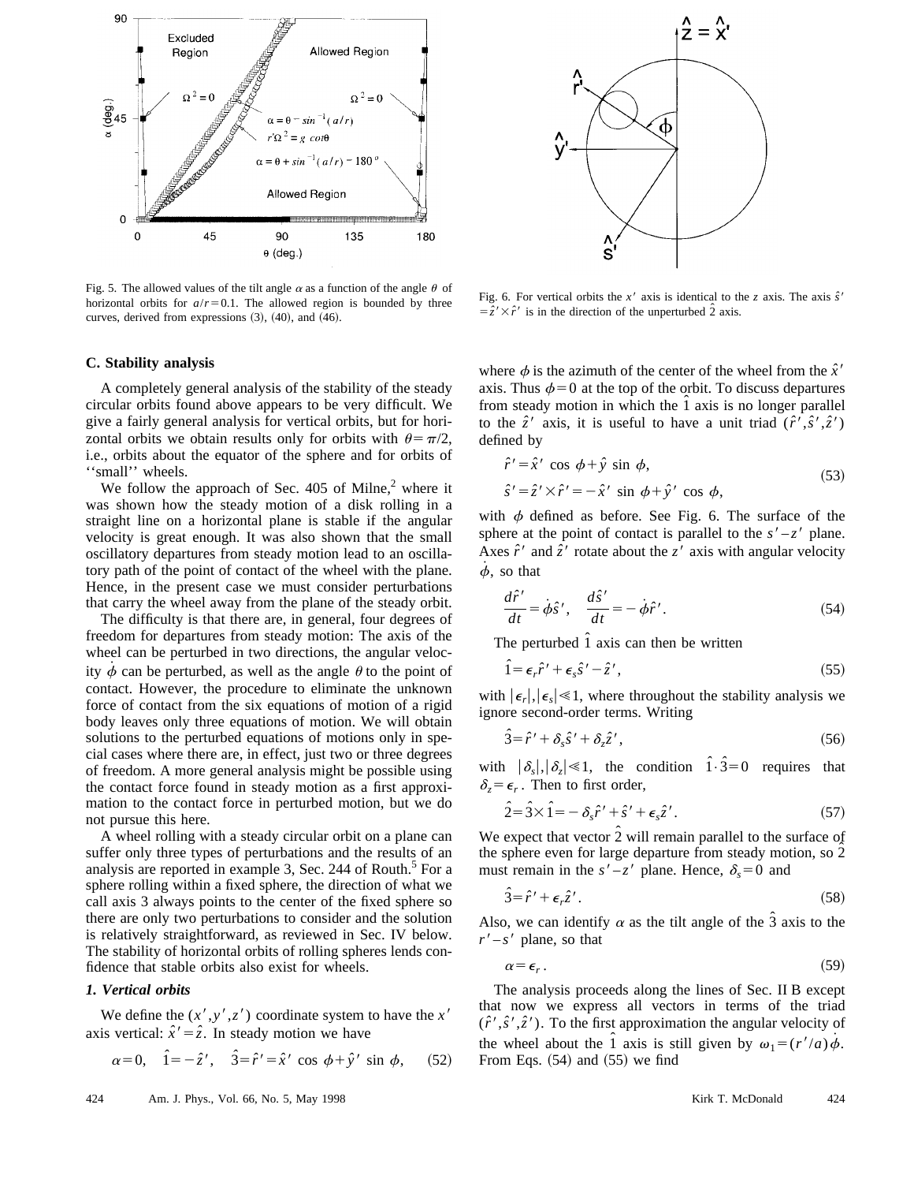Fig. 5. The allowed values of the tilt angle $\alpha$ as a function of the angle $\theta$ of horizontal orbits for $a/r=0.1$. The allowed region is bounded by three curves, derived from expressions (3), (40), and (46).

Fig. 6. For vertical orbits the $x'$ axis is identical to the $z$ axis. The axis $\hat{s}' = \hat{z}' \times \hat{r}'$ is in the direction of the unperturbed $\hat{2}$ axis.

### C. Stability analysis

A completely general analysis of the stability of the steady circular orbits found above appears to be very difficult. We give a fairly general analysis for vertical orbits, but for horizontal orbits we obtain results only for orbits with $\theta=\pi/2$, i.e., orbits about the equator of the sphere and for orbits of ''small'' wheels.

We follow the approach of Sec. 405 of Milne,[2] where it was shown how the steady motion of a disk rolling in a straight line on a horizontal plane is stable if the angular velocity is great enough. It was also shown that the small oscillatory departures from steady motion lead to an oscillatory path of the point of contact of the wheel with the plane. Hence, in the present case we must consider perturbations that carry the wheel away from the plane of the steady orbit.

The difficulty is that there are, in general, four degrees of freedom for departures from steady motion: The axis of the wheel can be perturbed in two directions, the angular velocity $\dot{\phi}$ can be perturbed, as well as the angle $\theta$ to the point of contact. However, the procedure to eliminate the unknown force of contact from the six equations of motion of a rigid body leaves only three equations of motion. We will obtain solutions to the perturbed equations of motions only in special cases where there are, in effect, just two or three degrees of freedom. A more general analysis might be possible using the contact force found in steady motion as a first approximation to the contact force in perturbed motion, but we do not pursue this here.

A wheel rolling with a steady circular orbit on a plane can suffer only three types of perturbations and the results of an analysis are reported in example 3, Sec. 244 of Routh.[5] For a sphere rolling within a fixed sphere, the direction of what we call axis 3 always points to the center of the fixed sphere so there are only two perturbations to consider and the solution is relatively straightforward, as reviewed in Sec. IV below. The stability of horizontal orbits of rolling spheres lends confidence that stable orbits also exist for wheels.

#### 1. Vertical orbits

We define the $(x',y',z')$ coordinate system to have the $x'$ axis vertical: $\hat{x}'=\hat{z}$. In steady motion we have

$$\alpha=0, \quad \hat{1}=-\hat{z}', \quad \hat{3}=\hat{r}'=\hat{x}'\cos\phi+\hat{y}'\sin\phi, \tag{52}$$

where $\phi$ is the azimuth of the center of the wheel from the $\hat{x}'$ axis. Thus $\phi=0$ at the top of the orbit. To discuss departures from steady motion in which the $\hat{1}$ axis is no longer parallel to the $\hat{z}'$ axis, it is useful to have a unit triad $(\hat{r}',\hat{s}',\hat{z}')$ defined by

$$\hat{r}'=\hat{x}'\cos\phi+\hat{y}\sin\phi,$$
$$\hat{s}'=\hat{z}'\times\hat{r}'=-\hat{x}'\sin\phi+\hat{y}'\cos\phi, \tag{53}$$

with $\phi$ defined as before. See Fig. 6. The surface of the sphere at the point of contact is parallel to the $s'-z'$ plane. Axes $\hat{r}'$ and $\hat{z}'$ rotate about the $z'$ axis with angular velocity $\dot{\phi}$, so that

$$\frac{d\hat{r}'}{dt}=\dot{\phi}\hat{s}', \quad \frac{d\hat{s}'}{dt}=-\dot{\phi}\hat{r}'. \tag{54}$$

The perturbed $\hat{1}$ axis can then be written

$$\hat{1}=\epsilon_r\hat{r}'+\epsilon_s\hat{s}'-\hat{z}', \tag{55}$$

with $|\epsilon_r|,|\epsilon_s|\ll 1$, where throughout the stability analysis we ignore second-order terms. Writing

$$\hat{3}=\hat{r}'+\delta_s\hat{s}'+\delta_z\hat{z}', \tag{56}$$

with $|\delta_s|,|\delta_z|\ll 1$, the condition $\hat{1}\cdot\hat{3}=0$ requires that $\delta_z=\epsilon_r$. Then to first order,

$$\hat{2}=\hat{3}\times\hat{1}=-\delta_s\hat{r}'+\hat{s}'+\epsilon_s\hat{z}'. \tag{57}$$

We expect that vector $\hat{2}$ will remain parallel to the surface of the sphere even for large departure from steady motion, so $\hat{2}$ must remain in the $s'-z'$ plane. Hence, $\delta_s=0$ and

$$\hat{3}=\hat{r}'+\epsilon_r\hat{z}'. \tag{58}$$

Also, we can identify $\alpha$ as the tilt angle of the $\hat{3}$ axis to the $r'-s'$ plane, so that

$$\alpha=\epsilon_r. \tag{59}$$

The analysis proceeds along the lines of Sec. II B except that now we express all vectors in terms of the triad $(\hat{r}',\hat{s}',\hat{z}')$. To the first approximation the angular velocity of the wheel about the $\hat{1}$ axis is still given by $\omega_1=(r'/a)\dot{\phi}$. From Eqs. (54) and (55) we find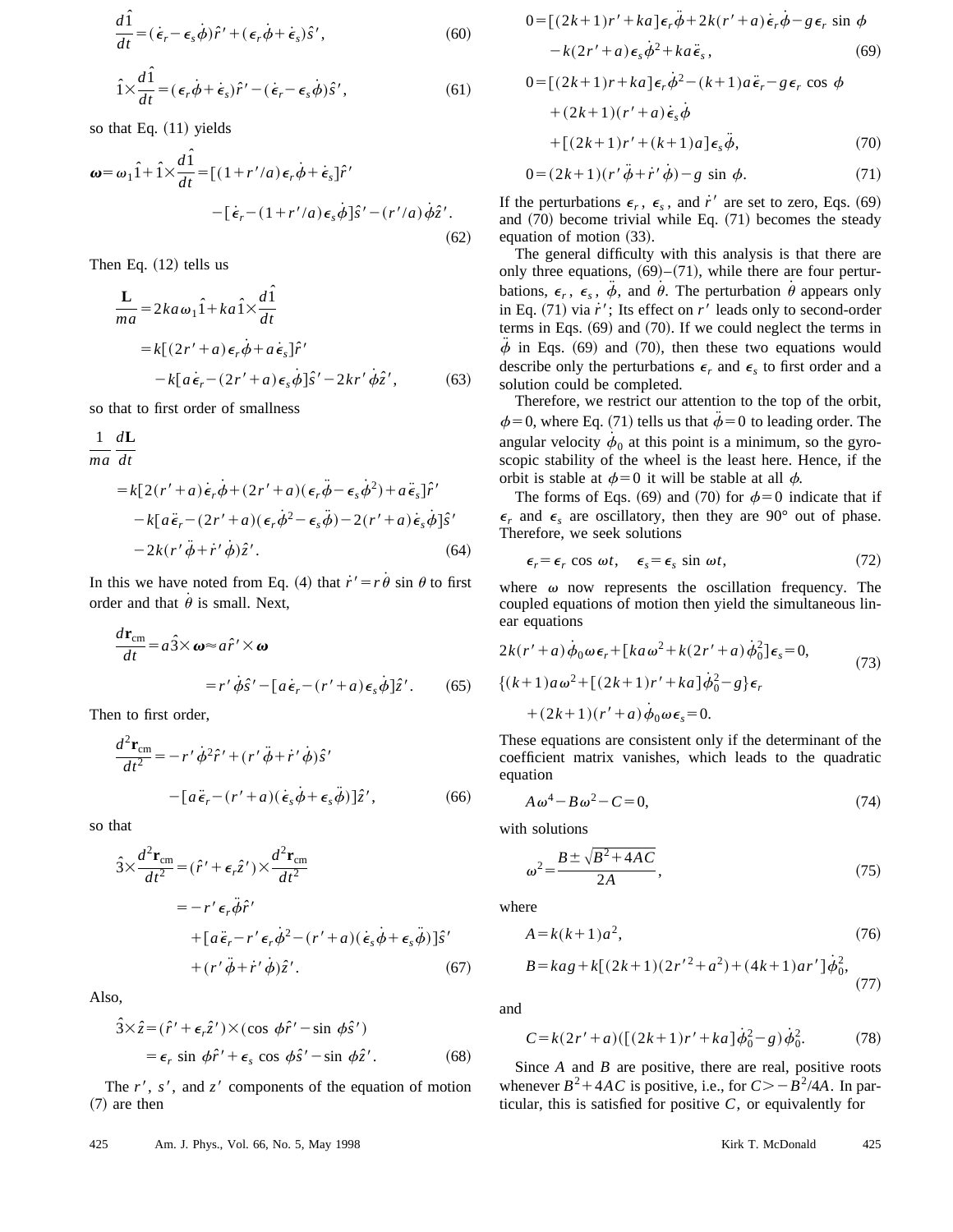$$\frac{d\hat{1}}{dt} = (\dot{\epsilon}_r - \epsilon_s \dot{\phi})\hat{r}' + (\epsilon_r \dot{\phi} + \dot{\epsilon}_s)\hat{s}', \tag{60}$$

$$\hat{1} \times \frac{d\hat{1}}{dt} = (\epsilon_r \dot{\phi} + \dot{\epsilon}_s)\hat{r}' - (\dot{\epsilon}_r - \epsilon_s \dot{\phi})\hat{s}', \tag{61}$$

so that Eq. (11) yields

$$\boldsymbol{\omega} = \omega_1 \hat{1} + \hat{1} \times \frac{d\hat{1}}{dt} = [(1 + r'/a)\epsilon_r \dot{\phi} + \dot{\epsilon}_s]\hat{r}' - [\dot{\epsilon}_r - (1 + r'/a)\epsilon_s \dot{\phi}]\hat{s}' - (r'/a)\dot{\phi}\hat{z}'. \tag{62}$$

Then Eq. (12) tells us

$$\begin{aligned}\frac{\mathbf{L}}{ma} &= 2ka\omega_1 \hat{1} + ka\hat{1} \times \frac{d\hat{1}}{dt} \\ &= k[(2r' + a)\epsilon_r \dot{\phi} + a\dot{\epsilon}_s]\hat{r}' \\ &\quad - k[a\dot{\epsilon}_r - (2r' + a)\epsilon_s \dot{\phi}]\hat{s}' - 2kr'\dot{\phi}\hat{z}',\end{aligned} \tag{63}$$

so that to first order of smallness

$$\begin{aligned}\frac{1}{ma}\frac{d\mathbf{L}}{dt} &= k[2(r' + a)\dot{\epsilon}_r \dot{\phi} + (2r' + a)(\epsilon_r \ddot{\phi} - \epsilon_s \dot{\phi}^2) + a\ddot{\epsilon}_s]\hat{r}' \\ &\quad - k[a\ddot{\epsilon}_r - (2r' + a)(\epsilon_r \dot{\phi}^2 - \epsilon_s \ddot{\phi}) - 2(r' + a)\dot{\epsilon}_s \dot{\phi}]\hat{s}' \\ &\quad - 2k(r'\ddot{\phi} + \dot{r}'\dot{\phi})\hat{z}'.\end{aligned} \tag{64}$$

In this we have noted from Eq. (4) that $\dot{r}' = r\dot{\theta}\sin\theta$ to first order and that $\dot{\theta}$ is small. Next,

$$\begin{aligned}\frac{d\mathbf{r}_{\rm cm}}{dt} &= a\hat{3} \times \boldsymbol{\omega} \approx a\hat{r}' \times \boldsymbol{\omega} \\ &= r'\dot{\phi}\hat{s}' - [a\dot{\epsilon}_r - (r' + a)\epsilon_s \dot{\phi}]\hat{z}'.\end{aligned} \tag{65}$$

Then to first order,

$$\begin{aligned}\frac{d^2\mathbf{r}_{\rm cm}}{dt^2} &= -r'\dot{\phi}^2\hat{r}' + (r'\ddot{\phi} + \dot{r}'\dot{\phi})\hat{s}' \\ &\quad - [a\ddot{\epsilon}_r - (r' + a)(\dot{\epsilon}_s \dot{\phi} + \epsilon_s \ddot{\phi})]\hat{z}',\end{aligned} \tag{66}$$

so that

$$\begin{aligned}\hat{3} \times \frac{d^2\mathbf{r}_{\rm cm}}{dt^2} &= (\hat{r}' + \epsilon_r \hat{z}') \times \frac{d^2\mathbf{r}_{\rm cm}}{dt^2} \\ &= -r'\epsilon_r \ddot{\phi}\hat{r}' \\ &\quad + [a\ddot{\epsilon}_r - r'\epsilon_r \dot{\phi}^2 - (r' + a)(\dot{\epsilon}_s \dot{\phi} + \epsilon_s \ddot{\phi})]\hat{s}' \\ &\quad + (r'\ddot{\phi} + \dot{r}'\dot{\phi})\hat{z}'.\end{aligned} \tag{67}$$

Also,

$$\begin{aligned}\hat{3} \times \hat{z} &= (\hat{r}' + \epsilon_r \hat{z}') \times (\cos\phi\,\hat{r}' - \sin\phi\,\hat{s}') \\ &= \epsilon_r \sin\phi\,\hat{r}' + \epsilon_s \cos\phi\,\hat{s}' - \sin\phi\,\hat{z}'.\end{aligned} \tag{68}$$

The $r'$, $s'$, and $z'$ components of the equation of motion (7) are then

$$\begin{aligned}0 &= [(2k+1)r' + ka]\epsilon_r \ddot{\phi} + 2k(r' + a)\dot{\epsilon}_r \dot{\phi} - g\epsilon_r \sin\phi \\ &\quad - k(2r' + a)\epsilon_s \dot{\phi}^2 + ka\ddot{\epsilon}_s,\end{aligned} \tag{69}$$

$$\begin{aligned}0 &= [(2k+1)r + ka]\epsilon_r \dot{\phi}^2 - (k+1)a\ddot{\epsilon}_r - g\epsilon_r \cos\phi \\ &\quad + (2k+1)(r' + a)\dot{\epsilon}_s \dot{\phi} \\ &\quad + [(2k+1)r' + (k+1)a]\epsilon_s \ddot{\phi},\end{aligned} \tag{70}$$

$$0 = (2k+1)(r'\ddot{\phi} + \dot{r}'\dot{\phi}) - g\sin\phi. \tag{71}$$

If the perturbations $\epsilon_r$, $\epsilon_s$, and $\dot{r}'$ are set to zero, Eqs. (69) and (70) become trivial while Eq. (71) becomes the steady equation of motion (33).

The general difficulty with this analysis is that there are only three equations, (69)–(71), while there are four perturbations, $\epsilon_r$, $\epsilon_s$, $\ddot{\phi}$, and $\dot{\theta}$. The perturbation $\dot{\theta}$ appears only in Eq. (71) via $\dot{r}'$; Its effect on $r'$ leads only to second-order terms in Eqs. (69) and (70). If we could neglect the terms in $\ddot{\phi}$ in Eqs. (69) and (70), then these two equations would describe only the perturbations $\epsilon_r$ and $\epsilon_s$ to first order and a solution could be completed.

Therefore, we restrict our attention to the top of the orbit, $\phi = 0$, where Eq. (71) tells us that $\ddot{\phi} = 0$ to leading order. The angular velocity $\dot{\phi}_0$ at this point is a minimum, so the gyroscopic stability of the wheel is the least here. Hence, if the orbit is stable at $\phi = 0$ it will be stable at all $\phi$.

The forms of Eqs. (69) and (70) for $\phi = 0$ indicate that if $\epsilon_r$ and $\epsilon_s$ are oscillatory, then they are 90° out of phase. Therefore, we seek solutions

$$\epsilon_r = \epsilon_r \cos\omega t, \quad \epsilon_s = \epsilon_s \sin\omega t, \tag{72}$$

where $\omega$ now represents the oscillation frequency. The coupled equations of motion then yield the simultaneous linear equations

$$\begin{aligned}&2k(r' + a)\dot{\phi}_0 \omega \epsilon_r + [ka\omega^2 + k(2r' + a)\dot{\phi}_0^2]\epsilon_s = 0, \\ &\{(k+1)a\omega^2 + [(2k+1)r' + ka]\dot{\phi}_0^2 - g\}\epsilon_r \\ &\quad + (2k+1)(r' + a)\dot{\phi}_0 \omega \epsilon_s = 0.\end{aligned} \tag{73}$$

These equations are consistent only if the determinant of the coefficient matrix vanishes, which leads to the quadratic equation

$$A\omega^4 - B\omega^2 - C = 0, \tag{74}$$

with solutions

$$\omega^2 = \frac{B \pm \sqrt{B^2 + 4AC}}{2A}, \tag{75}$$

where

$$A = k(k+1)a^2, \tag{76}$$

$$B = kag + k[(2k+1)(2r'^2 + a^2) + (4k+1)ar']\dot{\phi}_0^2, \tag{77}$$

and

$$C = k(2r' + a)([(2k+1)r' + ka]\dot{\phi}_0^2 - g)\dot{\phi}_0^2. \tag{78}$$

Since $A$ and $B$ are positive, there are real, positive roots whenever $B^2 + 4AC$ is positive, i.e., for $C > -B^2/4A$. In particular, this is satisfied for positive $C$, or equivalently for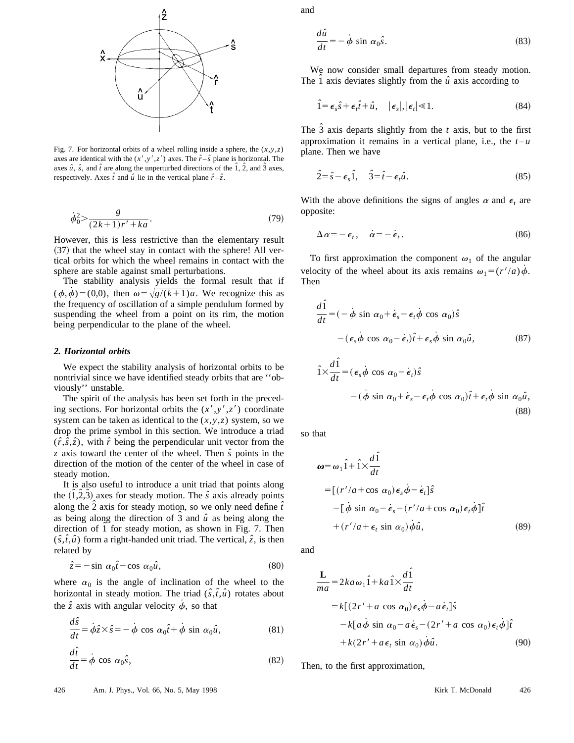Fig. 7. For horizontal orbits of a wheel rolling inside a sphere, the $(x,y,z)$ axes are identical with the $(x',y',z')$ axes. The $\hat{r}-\hat{s}$ plane is horizontal. The axes $\hat{u}$, $\hat{s}$, and $\hat{t}$ are along the unperturbed directions of the $\hat{1}$, $\hat{2}$, and $\hat{3}$ axes, respectively. Axes $\hat{t}$ and $\hat{u}$ lie in the vertical plane $\hat{r}-\hat{z}$.

$$\dot{\phi}_0^2 > \frac{g}{(2k+1)r' + ka}. \tag{79}$$

However, this is less restrictive than the elementary result (37) that the wheel stay in contact with the sphere! All vertical orbits for which the wheel remains in contact with the sphere are stable against small perturbations.

The stability analysis yields the formal result that if $(\phi,\dot{\phi}) = (0,0)$, then $\omega = \sqrt{g/(k+1)a}$. We recognize this as the frequency of oscillation of a simple pendulum formed by suspending the wheel from a point on its rim, the motion being perpendicular to the plane of the wheel.

### *2. Horizontal orbits*

We expect the stability analysis of horizontal orbits to be nontrivial since we have identified steady orbits that are ''obviously'' unstable.

The spirit of the analysis has been set forth in the preceding sections. For horizontal orbits the $(x',y',z')$ coordinate system can be taken as identical to the $(x,y,z)$ system, so we drop the prime symbol in this section. We introduce a triad $(\hat{r},\hat{s},\hat{z})$, with $\hat{r}$ being the perpendicular unit vector from the $z$ axis toward the center of the wheel. Then $\hat{s}$ points in the direction of the motion of the center of the wheel in case of steady motion.

It is also useful to introduce a unit triad that points along the $(\hat{1},\hat{2},\hat{3})$ axes for steady motion. The $\hat{s}$ axis already points along the $\hat{2}$ axis for steady motion, so we only need define $\hat{t}$ as being along the direction of $\hat{3}$ and $\hat{u}$ as being along the direction of $\hat{1}$ for steady motion, as shown in Fig. 7. Then $(\hat{s},\hat{t},\hat{u})$ form a right-handed unit triad. The vertical, $\hat{z}$, is then related by

$$\hat{z} = -\sin\alpha_0\hat{t} - \cos\alpha_0\hat{u}, \tag{80}$$

where $\alpha_0$ is the angle of inclination of the wheel to the horizontal in steady motion. The triad $(\hat{s},\hat{t},\hat{u})$ rotates about the $\hat{z}$ axis with angular velocity $\dot{\phi}$, so that

$$\frac{d\hat{s}}{dt} = \dot{\phi}\hat{z}\times\hat{s} = -\dot{\phi}\cos\alpha_0\hat{t} + \dot{\phi}\sin\alpha_0\hat{u}, \tag{81}$$

$$\frac{d\hat{t}}{dt} = \dot{\phi}\cos\alpha_0\hat{s}, \tag{82}$$

and

$$\frac{d\hat{u}}{dt} = -\dot{\phi}\sin\alpha_0\hat{s}. \tag{83}$$

We now consider small departures from steady motion. The $\hat{1}$ axis deviates slightly from the $\hat{u}$ axis according to

$$\hat{1} = \epsilon_s\hat{s} + \epsilon_t\hat{t} + \hat{u}, \quad |\epsilon_s|,|\epsilon_t| \ll 1. \tag{84}$$

The $\hat{3}$ axis departs slightly from the $t$ axis, but to the first approximation it remains in a vertical plane, i.e., the $t-u$ plane. Then we have

$$\hat{2} = \hat{s} - \epsilon_s\hat{1}, \quad \hat{3} = \hat{t} - \epsilon_t\hat{u}. \tag{85}$$

With the above definitions the signs of angles $\alpha$ and $\epsilon_t$ are opposite:

$$\Delta\alpha = -\epsilon_t, \quad \dot{\alpha} = -\dot{\epsilon}_t. \tag{86}$$

To first approximation the component $\omega_1$ of the angular velocity of the wheel about its axis remains $\omega_1 = (r'/a)\dot{\phi}$. Then

$$\frac{d\hat{1}}{dt} = (-\dot{\phi}\sin\alpha_0 + \dot{\epsilon}_s - \epsilon_t\dot{\phi}\cos\alpha_0)\hat{s} - (\epsilon_s\dot{\phi}\cos\alpha_0 - \dot{\epsilon}_t)\hat{t} + \epsilon_s\dot{\phi}\sin\alpha_0\hat{u}, \tag{87}$$

$$\hat{1}\times\frac{d\hat{1}}{dt} = (\epsilon_s\dot{\phi}\cos\alpha_0 - \dot{\epsilon}_t)\hat{s} - (\dot{\phi}\sin\alpha_0 + \dot{\epsilon}_s - \epsilon_t\dot{\phi}\cos\alpha_0)\hat{t} + \epsilon_t\dot{\phi}\sin\alpha_0\hat{u}, \tag{88}$$

so that

$$\begin{aligned}\boldsymbol{\omega} &= \omega_1\hat{1} + \hat{1}\times\frac{d\hat{1}}{dt} \\ &= [(r'/a + \cos\alpha_0)\epsilon_s\dot{\phi} - \dot{\epsilon}_t]\hat{s} \\ &\quad - [\dot{\phi}\sin\alpha_0 - \dot{\epsilon}_s - (r'/a + \cos\alpha_0)\epsilon_t\dot{\phi}]\hat{t} \\ &\quad + (r'/a + \epsilon_t\sin\alpha_0)\dot{\phi}\hat{u},\end{aligned} \tag{89}$$

and

$$\begin{aligned}\frac{\mathbf{L}}{ma} &= 2ka\omega_1\hat{1} + ka\hat{1}\times\frac{d\hat{1}}{dt} \\ &= k[(2r' + a\cos\alpha_0)\epsilon_s\dot{\phi} - a\dot{\epsilon}_t]\hat{s} \\ &\quad - k[a\dot{\phi}\sin\alpha_0 - a\dot{\epsilon}_s - (2r' + a\cos\alpha_0)\epsilon_t\dot{\phi}]\hat{t} \\ &\quad + k(2r' + a\epsilon_t\sin\alpha_0)\dot{\phi}\hat{u}.\end{aligned} \tag{90}$$

Then, to the first approximation,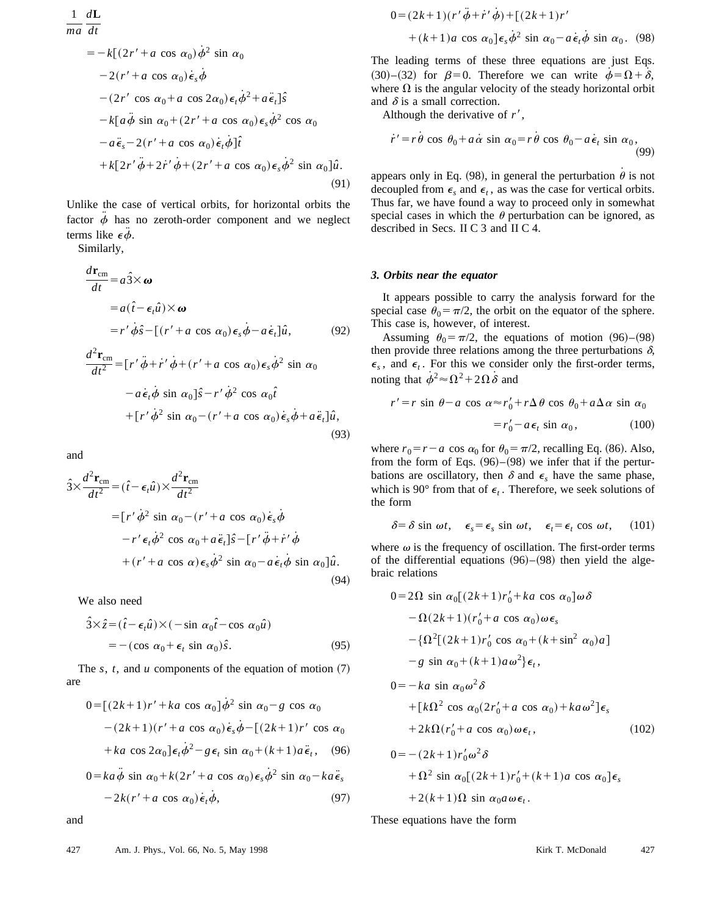$$
\begin{aligned}
\frac{1}{ma}\frac{d\mathbf{L}}{dt}
&= -k[(2r' + a\cos\alpha_0)\dot\phi^2 \sin\alpha_0 \\
&\quad - 2(r' + a\cos\alpha_0)\dot\epsilon_s\dot\phi \\
&\quad - (2r'\cos\alpha_0 + a\cos 2\alpha_0)\epsilon_t\dot\phi^2 + a\ddot\epsilon_t]\hat{s} \\
&\quad - k[a\ddot\phi\sin\alpha_0 + (2r' + a\cos\alpha_0)\epsilon_s\dot\phi^2\cos\alpha_0 \\
&\quad - a\ddot\epsilon_s - 2(r' + a\cos\alpha_0)\dot\epsilon_t\dot\phi]\hat{t} \\
&\quad + k[2r'\ddot\phi + 2\dot r'\dot\phi + (2r' + a\cos\alpha_0)\epsilon_s\dot\phi^2\sin\alpha_0]\hat{u}.
\end{aligned}
\tag{91}
$$

Unlike the case of vertical orbits, for horizontal orbits the factor $\ddot\phi$ has no zeroth-order component and we neglect terms like $\epsilon\ddot\phi$.

Similarly,

$$
\begin{aligned}
\frac{d\mathbf{r}_{\rm cm}}{dt} &= a\hat{3}\times\boldsymbol{\omega} \\
&= a(\hat{t} - \epsilon_t\hat{u})\times\boldsymbol{\omega} \\
&= r'\dot\phi\hat{s} - [(r' + a\cos\alpha_0)\epsilon_s\dot\phi - a\dot\epsilon_t]\hat{u},
\end{aligned}
\tag{92}
$$

$$
\begin{aligned}
\frac{d^2\mathbf{r}_{\rm cm}}{dt^2} &= [r'\ddot\phi + \dot r'\dot\phi + (r' + a\cos\alpha_0)\epsilon_s\dot\phi^2\sin\alpha_0 \\
&\quad - a\dot\epsilon_t\dot\phi\sin\alpha_0]\hat{s} - r'\dot\phi^2\cos\alpha_0\hat{t} \\
&\quad + [r'\dot\phi^2\sin\alpha_0 - (r' + a\cos\alpha_0)\dot\epsilon_s\dot\phi + a\ddot\epsilon_t]\hat{u},
\end{aligned}
\tag{93}
$$

and

$$
\begin{aligned}
\hat{3}\times\frac{d^2\mathbf{r}_{\rm cm}}{dt^2} &= (\hat{t} - \epsilon_t\hat{u})\times\frac{d^2\mathbf{r}_{\rm cm}}{dt^2} \\
&= [r'\dot\phi^2\sin\alpha_0 - (r' + a\cos\alpha_0)\dot\epsilon_s\dot\phi \\
&\quad - r'\epsilon_t\dot\phi^2\cos\alpha_0 + a\ddot\epsilon_t]\hat{s} - [r'\ddot\phi + \dot r'\dot\phi \\
&\quad + (r' + a\cos\alpha)\epsilon_s\dot\phi^2\sin\alpha_0 - a\dot\epsilon_t\dot\phi\sin\alpha_0]\hat{u}.
\end{aligned}
\tag{94}
$$

We also need

$$
\begin{aligned}
\hat{3}\times\hat{z} &= (\hat{t} - \epsilon_t\hat{u})\times(-\sin\alpha_0\hat{t} - \cos\alpha_0\hat{u}) \\
&= -(\cos\alpha_0 + \epsilon_t\sin\alpha_0)\hat{s}.
\end{aligned}
\tag{95}
$$

The $s$, $t$, and $u$ components of the equation of motion (7) are

$$
\begin{aligned}
0 &= [(2k+1)r' + ka\cos\alpha_0]\dot\phi^2\sin\alpha_0 - g\cos\alpha_0 \\
&\quad - (2k+1)(r' + a\cos\alpha_0)\dot\epsilon_s\dot\phi - [(2k+1)r'\cos\alpha_0 \\
&\quad + ka\cos 2\alpha_0]\epsilon_t\dot\phi^2 - g\epsilon_t\sin\alpha_0 + (k+1)a\ddot\epsilon_t,
\end{aligned}
\tag{96}
$$

$$
\begin{aligned}
0 &= ka\ddot\phi\sin\alpha_0 + k(2r' + a\cos\alpha_0)\epsilon_s\dot\phi^2\sin\alpha_0 - ka\ddot\epsilon_s \\
&\quad - 2k(r' + a\cos\alpha_0)\dot\epsilon_t\dot\phi,
\end{aligned}
\tag{97}
$$

and

$$
\begin{aligned}
0 &= (2k+1)(r'\ddot\phi + \dot r'\dot\phi) + [(2k+1)r' \\
&\quad + (k+1)a\cos\alpha_0]\epsilon_s\dot\phi^2\sin\alpha_0 - a\dot\epsilon_t\dot\phi\sin\alpha_0.
\end{aligned}
\tag{98}
$$

The leading terms of these three equations are just Eqs. (30)–(32) for $\beta = 0$. Therefore we can write $\dot\phi = \Omega + \dot\delta$, where $\Omega$ is the angular velocity of the steady horizontal orbit and $\delta$ is a small correction.

Although the derivative of $r'$,

$$
\dot r' = r\dot\theta\cos\theta_0 + a\dot\alpha\sin\alpha_0 = r\dot\theta\cos\theta_0 - a\dot\epsilon_t\sin\alpha_0,
\tag{99}
$$

appears only in Eq. (98), in general the perturbation $\dot\theta$ is not decoupled from $\epsilon_s$ and $\epsilon_t$, as was the case for vertical orbits. Thus far, we have found a way to proceed only in somewhat special cases in which the $\theta$ perturbation can be ignored, as described in Secs. II C 3 and II C 4.

### *3. Orbits near the equator*

It appears possible to carry the analysis forward for the special case $\theta_0 = \pi/2$, the orbit on the equator of the sphere. This case is, however, of interest.

Assuming $\theta_0 = \pi/2$, the equations of motion (96)–(98) then provide three relations among the three perturbations $\delta$, $\epsilon_s$, and $\epsilon_t$. For this we consider only the first-order terms, noting that $\dot\phi^2 \approx \Omega^2 + 2\Omega\dot\delta$ and

$$
\begin{aligned}
r' = r\sin\theta - a\cos\alpha &\approx r_0' + r\Delta\theta\cos\theta_0 + a\Delta\alpha\sin\alpha_0 \\
&= r_0' - a\epsilon_t\sin\alpha_0,
\end{aligned}
\tag{100}
$$

where $r_0 = r - a\cos\alpha_0$ for $\theta_0 = \pi/2$, recalling Eq. (86). Also, from the form of Eqs. (96)–(98) we infer that if the perturbations are oscillatory, then $\delta$ and $\epsilon_s$ have the same phase, which is 90° from that of $\epsilon_t$. Therefore, we seek solutions of the form

$$
\delta = \delta\sin\omega t, \quad \epsilon_s = \epsilon_s\sin\omega t, \quad \epsilon_t = \epsilon_t\cos\omega t,
\tag{101}
$$

where $\omega$ is the frequency of oscillation. The first-order terms of the differential equations (96)–(98) then yield the algebraic relations

$$
\begin{aligned}
0 &= 2\Omega\sin\alpha_0[(2k+1)r_0' + ka\cos\alpha_0]\omega\delta \\
&\quad - \Omega(2k+1)(r_0' + a\cos\alpha_0)\omega\epsilon_s \\
&\quad - \{\Omega^2[(2k+1)r_0'\cos\alpha_0 + (k + \sin^2\alpha_0)a] \\
&\quad - g\sin\alpha_0 + (k+1)a\omega^2\}\epsilon_t, \\
0 &= -ka\sin\alpha_0\omega^2\delta \\
&\quad + [k\Omega^2\cos\alpha_0(2r_0' + a\cos\alpha_0) + ka\omega^2]\epsilon_s \\
&\quad + 2k\Omega(r_0' + a\cos\alpha_0)\omega\epsilon_t, \\
0 &= -(2k+1)r_0'\omega^2\delta \\
&\quad + \Omega^2\sin\alpha_0[(2k+1)r_0' + (k+1)a\cos\alpha_0]\epsilon_s \\
&\quad + 2(k+1)\Omega\sin\alpha_0 a\omega\epsilon_t.
\end{aligned}
\tag{102}
$$

These equations have the form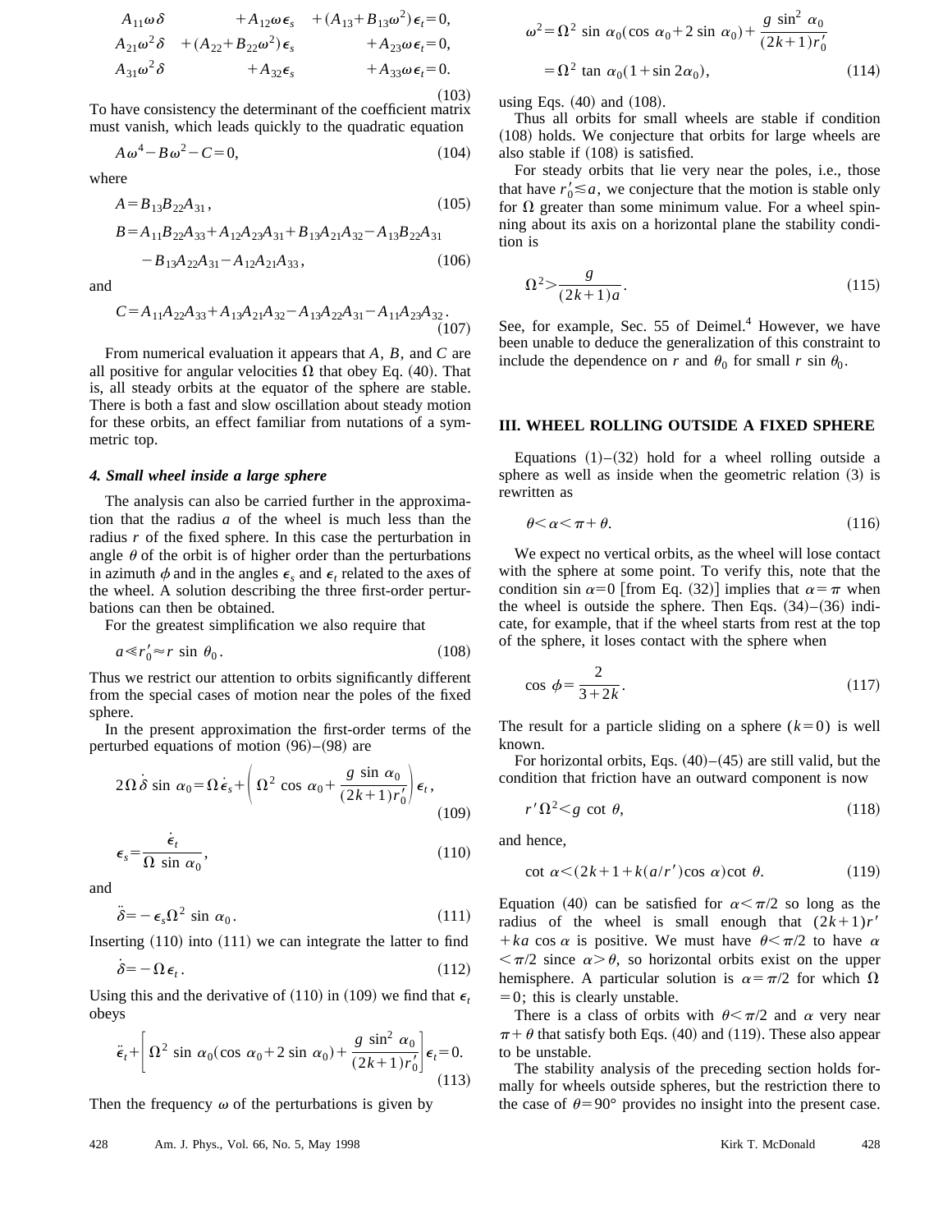$$
\begin{aligned}
&A_{11}\omega\delta \qquad\qquad +A_{12}\omega\epsilon_s \quad +(A_{13}+B_{13}\omega^2)\epsilon_t=0,\\
&A_{21}\omega^2\delta \quad +(A_{22}+B_{22}\omega^2)\epsilon_s \qquad\qquad +A_{23}\omega\epsilon_t=0,\\
&A_{31}\omega^2\delta \qquad\qquad +A_{32}\epsilon_s \qquad\qquad +A_{33}\omega\epsilon_t=0.
\end{aligned}
\tag{103}
$$

To have consistency the determinant of the coefficient matrix must vanish, which leads quickly to the quadratic equation

$$
A\omega^4 - B\omega^2 - C = 0, \tag{104}
$$

where

$$
A = B_{13}B_{22}A_{31}, \tag{105}
$$

$$
B = A_{11}B_{22}A_{33} + A_{12}A_{23}A_{31} + B_{13}A_{21}A_{32} - A_{13}B_{22}A_{31} - B_{13}A_{22}A_{31} - A_{12}A_{21}A_{33}, \tag{106}
$$

and

$$
C = A_{11}A_{22}A_{33} + A_{13}A_{21}A_{32} - A_{13}A_{22}A_{31} - A_{11}A_{23}A_{32}. \tag{107}
$$

From numerical evaluation it appears that $A$, $B$, and $C$ are all positive for angular velocities $\Omega$ that obey Eq. (40). That is, all steady orbits at the equator of the sphere are stable. There is both a fast and slow oscillation about steady motion for these orbits, an effect familiar from nutations of a symmetric top.

#### *4. Small wheel inside a large sphere*

The analysis can also be carried further in the approximation that the radius $a$ of the wheel is much less than the radius $r$ of the fixed sphere. In this case the perturbation in angle $\theta$ of the orbit is of higher order than the perturbations in azimuth $\phi$ and in the angles $\epsilon_s$ and $\epsilon_t$ related to the axes of the wheel. A solution describing the three first-order perturbations can then be obtained.

For the greatest simplification we also require that

$$
a \ll r_0' \approx r \sin\theta_0. \tag{108}
$$

Thus we restrict our attention to orbits significantly different from the special cases of motion near the poles of the fixed sphere.

In the present approximation the first-order terms of the perturbed equations of motion (96)–(98) are

$$
2\Omega\dot{\delta}\sin\alpha_0 = \Omega\dot{\epsilon}_s + \left(\Omega^2\cos\alpha_0 + \frac{g\sin\alpha_0}{(2k+1)r_0'}\right)\epsilon_t, \tag{109}
$$

$$
\epsilon_s = \frac{\dot{\epsilon}_t}{\Omega\sin\alpha_0}, \tag{110}
$$

and

$$
\ddot{\delta} = -\epsilon_s\Omega^2\sin\alpha_0. \tag{111}
$$

Inserting (110) into (111) we can integrate the latter to find

$$
\dot{\delta} = -\Omega\epsilon_t. \tag{112}
$$

Using this and the derivative of (110) in (109) we find that $\epsilon_t$ obeys

$$
\ddot{\epsilon}_t + \left[\Omega^2\sin\alpha_0(\cos\alpha_0 + 2\sin\alpha_0) + \frac{g\sin^2\alpha_0}{(2k+1)r_0'}\right]\epsilon_t = 0. \tag{113}
$$

Then the frequency $\omega$ of the perturbations is given by

$$
\begin{aligned}
\omega^2 &= \Omega^2\sin\alpha_0(\cos\alpha_0 + 2\sin\alpha_0) + \frac{g\sin^2\alpha_0}{(2k+1)r_0'}\\
&= \Omega^2\tan\alpha_0(1+\sin 2\alpha_0),
\end{aligned}
\tag{114}
$$

using Eqs. (40) and (108).

Thus all orbits for small wheels are stable if condition (108) holds. We conjecture that orbits for large wheels are also stable if (108) is satisfied.

For steady orbits that lie very near the poles, i.e., those that have $r_0' \lesssim a$, we conjecture that the motion is stable only for $\Omega$ greater than some minimum value. For a wheel spinning about its axis on a horizontal plane the stability condition is

$$
\Omega^2 > \frac{g}{(2k+1)a}. \tag{115}
$$

See, for example, Sec. 55 of Deimel.[4] However, we have been unable to deduce the generalization of this constraint to include the dependence on $r$ and $\theta_0$ for small $r\sin\theta_0$.

## III. WHEEL ROLLING OUTSIDE A FIXED SPHERE

Equations (1)–(32) hold for a wheel rolling outside a sphere as well as inside when the geometric relation (3) is rewritten as

$$
\theta < \alpha < \pi + \theta. \tag{116}
$$

We expect no vertical orbits, as the wheel will lose contact with the sphere at some point. To verify this, note that the condition $\sin\alpha=0$ [from Eq. (32)] implies that $\alpha=\pi$ when the wheel is outside the sphere. Then Eqs. (34)–(36) indicate, for example, that if the wheel starts from rest at the top of the sphere, it loses contact with the sphere when

$$
\cos\phi = \frac{2}{3+2k}. \tag{117}
$$

The result for a particle sliding on a sphere ($k=0$) is well known.

For horizontal orbits, Eqs. (40)–(45) are still valid, but the condition that friction have an outward component is now

$$
r'\Omega^2 < g\cot\theta, \tag{118}
$$

and hence,

$$
\cot\alpha < (2k+1+k(a/r')\cos\alpha)\cot\theta. \tag{119}
$$

Equation (40) can be satisfied for $\alpha<\pi/2$ so long as the radius of the wheel is small enough that $(2k+1)r' + ka\cos\alpha$ is positive. We must have $\theta<\pi/2$ to have $\alpha<\pi/2$ since $\alpha>\theta$, so horizontal orbits exist on the upper hemisphere. A particular solution is $\alpha=\pi/2$ for which $\Omega=0$; this is clearly unstable.

There is a class of orbits with $\theta<\pi/2$ and $\alpha$ very near $\pi+\theta$ that satisfy both Eqs. (40) and (119). These also appear to be unstable.

The stability analysis of the preceding section holds formally for wheels outside spheres, but the restriction there to the case of $\theta=90°$ provides no insight into the present case.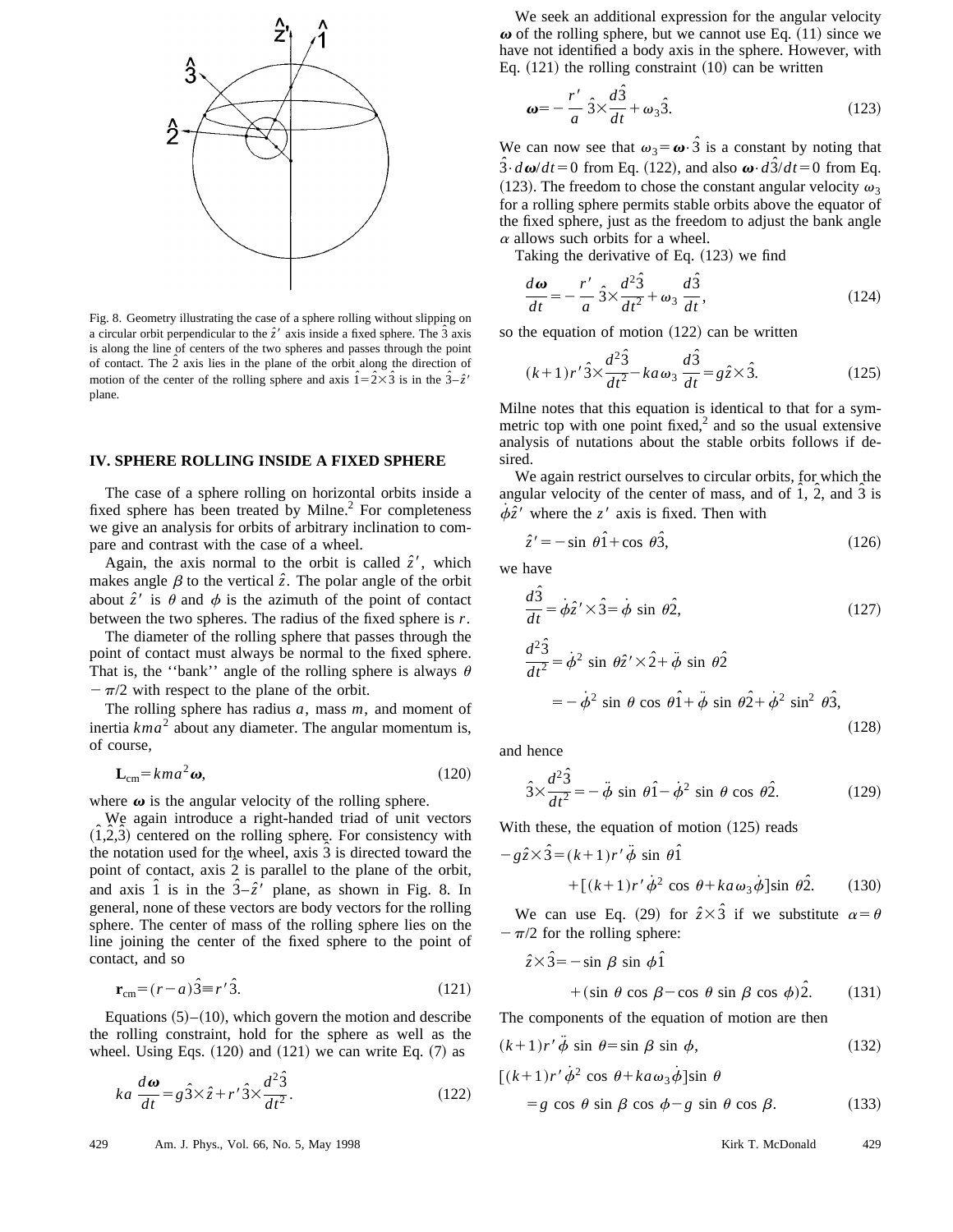Fig. 8. Geometry illustrating the case of a sphere rolling without slipping on a circular orbit perpendicular to the $\hat{z}'$ axis inside a fixed sphere. The $\hat{3}$ axis is along the line of centers of the two spheres and passes through the point of contact. The $\hat{2}$ axis lies in the plane of the orbit along the direction of motion of the center of the rolling sphere and axis $\hat{1}=\hat{2}\times\hat{3}$ is in the $\hat{3}$–$\hat{z}'$ plane.

## IV. SPHERE ROLLING INSIDE A FIXED SPHERE

The case of a sphere rolling on horizontal orbits inside a fixed sphere has been treated by Milne.[2] For completeness we give an analysis for orbits of arbitrary inclination to compare and contrast with the case of a wheel.

Again, the axis normal to the orbit is called $\hat{z}'$, which makes angle $\beta$ to the vertical $\hat{z}$. The polar angle of the orbit about $\hat{z}'$ is $\theta$ and $\phi$ is the azimuth of the point of contact between the two spheres. The radius of the fixed sphere is $r$.

The diameter of the rolling sphere that passes through the point of contact must always be normal to the fixed sphere. That is, the ''bank'' angle of the rolling sphere is always $\theta - \pi/2$ with respect to the plane of the orbit.

The rolling sphere has radius $a$, mass $m$, and moment of inertia $kma^2$ about any diameter. The angular momentum is, of course,

$$\mathbf{L}_{\rm cm}=kma^2\boldsymbol{\omega}, \tag{120}$$

where $\boldsymbol{\omega}$ is the angular velocity of the rolling sphere.

We again introduce a right-handed triad of unit vectors $(\hat{1},\hat{2},\hat{3})$ centered on the rolling sphere. For consistency with the notation used for the wheel, axis $\hat{3}$ is directed toward the point of contact, axis $\hat{2}$ is parallel to the plane of the orbit, and axis $\hat{1}$ is in the $\hat{3}$–$\hat{z}'$ plane, as shown in Fig. 8. In general, none of these vectors are body vectors for the rolling sphere. The center of mass of the rolling sphere lies on the line joining the center of the fixed sphere to the point of contact, and so

$$\mathbf{r}_{\rm cm}=(r-a)\hat{3}\equiv r'\hat{3}. \tag{121}$$

Equations (5)–(10), which govern the motion and describe the rolling constraint, hold for the sphere as well as the wheel. Using Eqs. (120) and (121) we can write Eq. (7) as

$$ka\,\frac{d\boldsymbol{\omega}}{dt}=g\hat{3}\times\hat{z}+r'\hat{3}\times\frac{d^2\hat{3}}{dt^2}. \tag{122}$$

We seek an additional expression for the angular velocity $\boldsymbol{\omega}$ of the rolling sphere, but we cannot use Eq. (11) since we have not identified a body axis in the sphere. However, with Eq. (121) the rolling constraint (10) can be written

$$\boldsymbol{\omega}=-\frac{r'}{a}\,\hat{3}\times\frac{d\hat{3}}{dt}+\omega_3\hat{3}. \tag{123}$$

We can now see that $\omega_3=\boldsymbol{\omega}\cdot\hat{3}$ is a constant by noting that $\hat{3}\cdot d\boldsymbol{\omega}/dt=0$ from Eq. (122), and also $\boldsymbol{\omega}\cdot d\hat{3}/dt=0$ from Eq. (123). The freedom to chose the constant angular velocity $\omega_3$ for a rolling sphere permits stable orbits above the equator of the fixed sphere, just as the freedom to adjust the bank angle $\alpha$ allows such orbits for a wheel.

Taking the derivative of Eq. (123) we find

$$\frac{d\boldsymbol{\omega}}{dt}=-\frac{r'}{a}\,\hat{3}\times\frac{d^2\hat{3}}{dt^2}+\omega_3\,\frac{d\hat{3}}{dt}, \tag{124}$$

so the equation of motion (122) can be written

$$(k+1)r'\hat{3}\times\frac{d^2\hat{3}}{dt^2}-ka\omega_3\,\frac{d\hat{3}}{dt}=g\hat{z}\times\hat{3}. \tag{125}$$

Milne notes that this equation is identical to that for a symmetric top with one point fixed,[2] and so the usual extensive analysis of nutations about the stable orbits follows if desired.

We again restrict ourselves to circular orbits, for which the angular velocity of the center of mass, and of $\hat{1}$, $\hat{2}$, and $\hat{3}$ is $\dot{\phi}\hat{z}'$ where the $z'$ axis is fixed. Then with

$$\hat{z}'=-\sin\,\theta\hat{1}+\cos\,\theta\hat{3}, \tag{126}$$

we have

$$\frac{d\hat{3}}{dt}=\dot{\phi}\hat{z}'\times\hat{3}=\dot{\phi}\,\sin\,\theta\hat{2}, \tag{127}$$

$$\begin{aligned}\frac{d^2\hat{3}}{dt^2}&=\dot{\phi}^2\,\sin\,\theta\hat{z}'\times\hat{2}+\ddot{\phi}\,\sin\,\theta\hat{2}\\&=-\dot{\phi}^2\,\sin\,\theta\,\cos\,\theta\hat{1}+\ddot{\phi}\,\sin\,\theta\hat{2}+\dot{\phi}^2\,\sin^2\,\theta\hat{3},\end{aligned} \tag{128}$$

and hence

$$\hat{3}\times\frac{d^2\hat{3}}{dt^2}=-\ddot{\phi}\,\sin\,\theta\hat{1}-\dot{\phi}^2\,\sin\,\theta\,\cos\,\theta\hat{2}. \tag{129}$$

With these, the equation of motion (125) reads

$$\begin{aligned}-g\hat{z}\times\hat{3}&=(k+1)r'\ddot{\phi}\,\sin\,\theta\hat{1}\\&\quad+[(k+1)r'\dot{\phi}^2\,\cos\,\theta+ka\omega_3\dot{\phi}]\sin\,\theta\hat{2}.\end{aligned} \tag{130}$$

We can use Eq. (29) for $\hat{z}\times\hat{3}$ if we substitute $\alpha=\theta-\pi/2$ for the rolling sphere:

$$\begin{aligned}\hat{z}\times\hat{3}&=-\sin\,\beta\,\sin\,\phi\hat{1}\\&\quad+(\sin\,\theta\,\cos\,\beta-\cos\,\theta\,\sin\,\beta\,\cos\,\phi)\hat{2}.\end{aligned} \tag{131}$$

The components of the equation of motion are then

$$(k+1)r'\ddot{\phi}\,\sin\,\theta=\sin\,\beta\,\sin\,\phi, \tag{132}$$

$$\begin{aligned}&[(k+1)r'\dot{\phi}^2\,\cos\,\theta+ka\omega_3\dot{\phi}]\sin\,\theta\\&\quad=g\,\cos\,\theta\,\sin\,\beta\,\cos\,\phi-g\,\sin\,\theta\,\cos\,\beta.\end{aligned} \tag{133}$$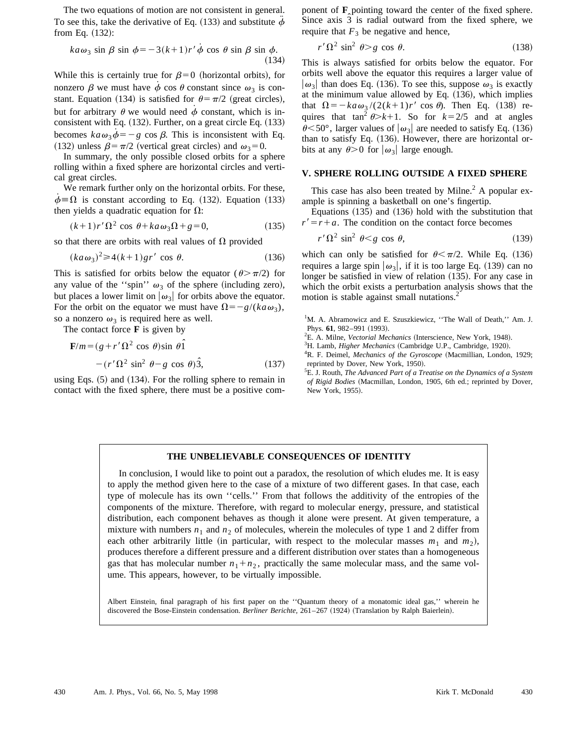The two equations of motion are not consistent in general. To see this, take the derivative of Eq. (133) and substitute $\ddot{\phi}$ from Eq. (132):

$$ka\omega_3 \sin\beta \sin\phi = -3(k+1)r'\dot{\phi}\cos\theta\sin\beta\sin\phi. \tag{134}$$

While this is certainly true for $\beta=0$ (horizontal orbits), for nonzero $\beta$ we must have $\dot{\phi}\cos\theta$ constant since $\omega_3$ is constant. Equation (134) is satisfied for $\theta=\pi/2$ (great circles), but for arbitrary $\theta$ we would need $\dot{\phi}$ constant, which is inconsistent with Eq. (132). Further, on a great circle Eq. (133) becomes $ka\omega_3\dot{\phi}=-g\cos\beta$. This is inconsistent with Eq. (132) unless $\beta=\pi/2$ (vertical great circles) and $\omega_3=0$.

In summary, the only possible closed orbits for a sphere rolling within a fixed sphere are horizontal circles and vertical great circles.

We remark further only on the horizontal orbits. For these, $\dot{\phi}\equiv\Omega$ is constant according to Eq. (132). Equation (133) then yields a quadratic equation for $\Omega$:

$$(k+1)r'\Omega^2\cos\theta + ka\omega_3\Omega + g = 0, \tag{135}$$

so that there are orbits with real values of $\Omega$ provided

$$(ka\omega_3)^2 \geq 4(k+1)gr'\cos\theta. \tag{136}$$

This is satisfied for orbits below the equator ($\theta>\pi/2$) for any value of the "spin" $\omega_3$ of the sphere (including zero), but places a lower limit on $|\omega_3|$ for orbits above the equator. For the orbit on the equator we must have $\Omega=-g/(ka\omega_3)$, so a nonzero $\omega_3$ is required here as well.

The contact force $\mathbf{F}$ is given by

$$\mathbf{F}/m = (g + r'\Omega^2\cos\theta)\sin\theta\,\hat{1} - (r'\Omega^2\sin^2\theta - g\cos\theta)\hat{3}, \tag{137}$$

using Eqs. (5) and (134). For the rolling sphere to remain in contact with the fixed sphere, there must be a positive component of $\mathbf{F}$ pointing toward the center of the fixed sphere. Since axis $\hat{3}$ is radial outward from the fixed sphere, we require that $F_3$ be negative and hence,

$$r'\Omega^2\sin^2\theta > g\cos\theta. \tag{138}$$

This is always satisfied for orbits below the equator. For orbits well above the equator this requires a larger value of $|\omega_3|$ than does Eq. (136). To see this, suppose $\omega_3$ is exactly at the minimum value allowed by Eq. (136), which implies that $\Omega=-ka\omega_3/(2(k+1)r'\cos\theta)$. Then Eq. (138) requires that $\tan^2\theta>k+1$. So for $k=2/5$ and at angles $\theta<50°$, larger values of $|\omega_3|$ are needed to satisfy Eq. (136) than to satisfy Eq. (136). However, there are horizontal orbits at any $\theta>0$ for $|\omega_3|$ large enough.

## V. SPHERE ROLLING OUTSIDE A FIXED SPHERE

This case has also been treated by Milne.[2] A popular example is spinning a basketball on one's fingertip.

Equations (135) and (136) hold with the substitution that $r'=r+a$. The condition on the contact force becomes

$$r'\Omega^2\sin^2\theta < g\cos\theta, \tag{139}$$

which can only be satisfied for $\theta<\pi/2$. While Eq. (136) requires a large spin $|\omega_3|$, if it is too large Eq. (139) can no longer be satisfied in view of relation (135). For any case in which the orbit exists a perturbation analysis shows that the motion is stable against small nutations.[2]

[1] M. A. Abramowicz and E. Szuszkiewicz, "The Wall of Death," Am. J. Phys. **61**, 982–991 (1993).

[2] E. A. Milne, *Vectorial Mechanics* (Interscience, New York, 1948).

[3] H. Lamb, *Higher Mechanics* (Cambridge U.P., Cambridge, 1920).

[4] R. F. Deimel, *Mechanics of the Gyroscope* (Macmillian, London, 1929; reprinted by Dover, New York, 1950).

[5] E. J. Routh, *The Advanced Part of a Treatise on the Dynamics of a System of Rigid Bodies* (Macmillan, London, 1905, 6th ed.; reprinted by Dover, New York, 1955).

---

**THE UNBELIEVABLE CONSEQUENCES OF IDENTITY**

In conclusion, I would like to point out a paradox, the resolution of which eludes me. It is easy to apply the method given here to the case of a mixture of two different gases. In that case, each type of molecule has its own "cells." From that follows the additivity of the entropies of the components of the mixture. Therefore, with regard to molecular energy, pressure, and statistical distribution, each component behaves as though it alone were present. At given temperature, a mixture with numbers $n_1$ and $n_2$ of molecules, wherein the molecules of type 1 and 2 differ from each other arbitrarily little (in particular, with respect to the molecular masses $m_1$ and $m_2$), produces therefore a different pressure and a different distribution over states than a homogeneous gas that has molecular number $n_1+n_2$, practically the same molecular mass, and the same volume. This appears, however, to be virtually impossible.

Albert Einstein, final paragraph of his first paper on the "Quantum theory of a monatomic ideal gas," wherein he discovered the Bose-Einstein condensation. *Berliner Berichte*, 261–267 (1924) (Translation by Ralph Baierlein).